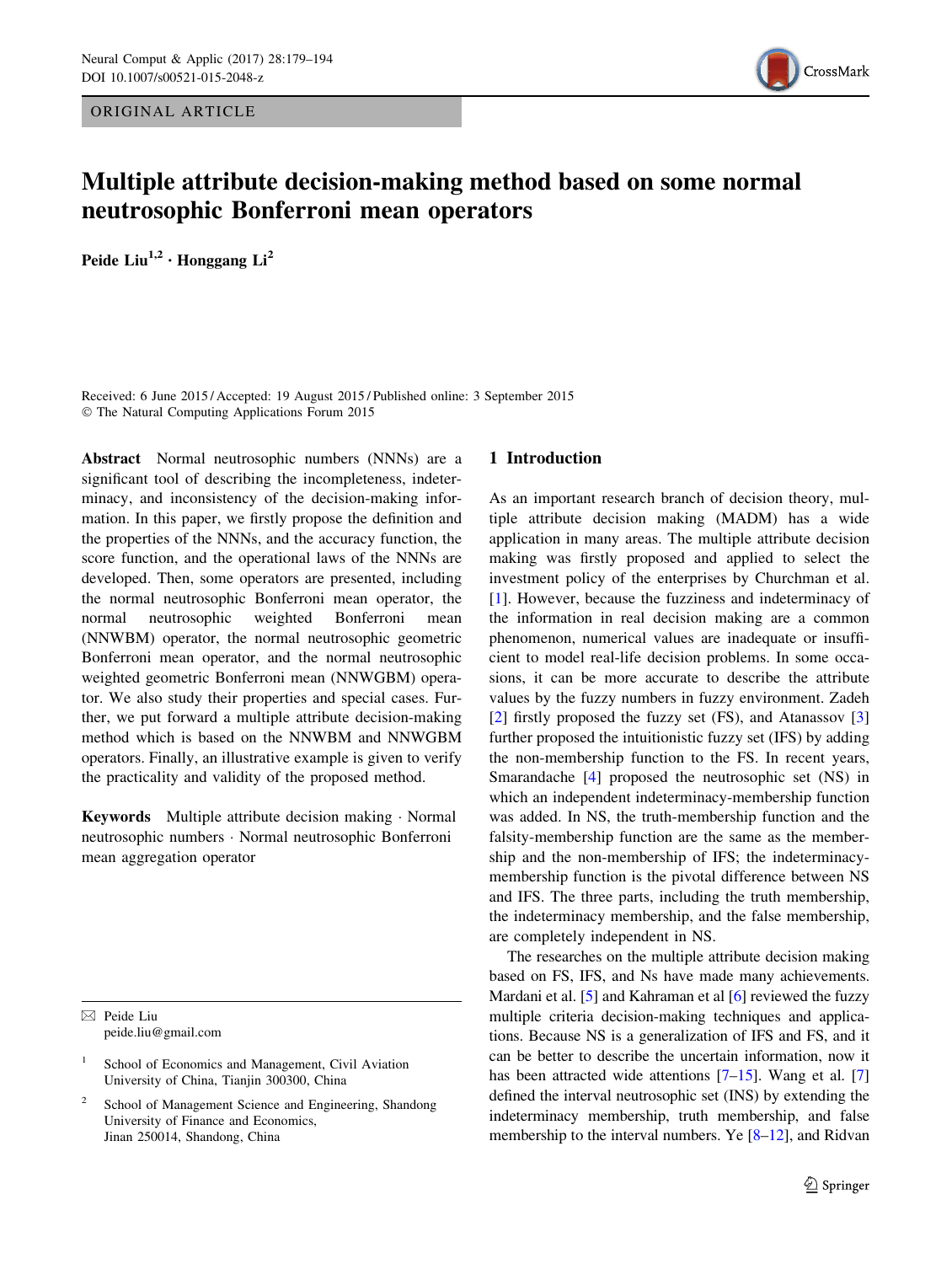ORIGINAL ARTICLE

# Multiple attribute decision-making method based on some normal neutrosophic Bonferroni mean operators

**Peide Liu[1,2] · Honggang Li[2]**

Received: 6 June 2015 / Accepted: 19 August 2015 / Published online: 3 September 2015
© The Natural Computing Applications Forum 2015

**Abstract** Normal neutrosophic numbers (NNNs) are a significant tool of describing the incompleteness, indeterminacy, and inconsistency of the decision-making information. In this paper, we firstly propose the definition and the properties of the NNNs, and the accuracy function, the score function, and the operational laws of the NNNs are developed. Then, some operators are presented, including the normal neutrosophic Bonferroni mean operator, the normal neutrosophic weighted Bonferroni mean (NNWBM) operator, the normal neutrosophic geometric Bonferroni mean operator, and the normal neutrosophic weighted geometric Bonferroni mean (NNWGBM) operator. We also study their properties and special cases. Further, we put forward a multiple attribute decision-making method which is based on the NNWBM and NNWGBM operators. Finally, an illustrative example is given to verify the practicality and validity of the proposed method.

**Keywords** Multiple attribute decision making · Normal neutrosophic numbers · Normal neutrosophic Bonferroni mean aggregation operator

✉ Peide Liu
peide.liu@gmail.com

[1] School of Economics and Management, Civil Aviation University of China, Tianjin 300300, China

[2] School of Management Science and Engineering, Shandong University of Finance and Economics, Jinan 250014, Shandong, China

## 1 Introduction

As an important research branch of decision theory, multiple attribute decision making (MADM) has a wide application in many areas. The multiple attribute decision making was firstly proposed and applied to select the investment policy of the enterprises by Churchman et al. [1]. However, because the fuzziness and indeterminacy of the information in real decision making are a common phenomenon, numerical values are inadequate or insufficient to model real-life decision problems. In some occasions, it can be more accurate to describe the attribute values by the fuzzy numbers in fuzzy environment. Zadeh [2] firstly proposed the fuzzy set (FS), and Atanassov [3] further proposed the intuitionistic fuzzy set (IFS) by adding the non-membership function to the FS. In recent years, Smarandache [4] proposed the neutrosophic set (NS) in which an independent indeterminacy-membership function was added. In NS, the truth-membership function and the falsity-membership function are the same as the membership and the non-membership of IFS; the indeterminacy-membership function is the pivotal difference between NS and IFS. The three parts, including the truth membership, the indeterminacy membership, and the false membership, are completely independent in NS.

The researches on the multiple attribute decision making based on FS, IFS, and Ns have made many achievements. Mardani et al. [5] and Kahraman et al [6] reviewed the fuzzy multiple criteria decision-making techniques and applications. Because NS is a generalization of IFS and FS, and it can be better to describe the uncertain information, now it has been attracted wide attentions [7–15]. Wang et al. [7] defined the interval neutrosophic set (INS) by extending the indeterminacy membership, truth membership, and false membership to the interval numbers. Ye [8–12], and Ridvan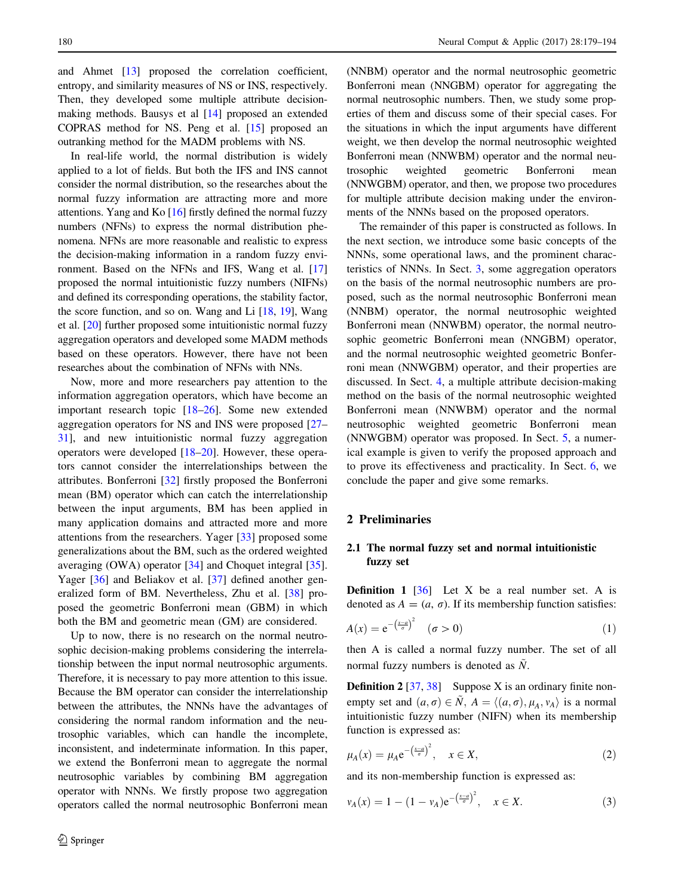and Ahmet [13] proposed the correlation coefficient, entropy, and similarity measures of NS or INS, respectively. Then, they developed some multiple attribute decision-making methods. Bausys et al [14] proposed an extended COPRAS method for NS. Peng et al. [15] proposed an outranking method for the MADM problems with NS.

In real-life world, the normal distribution is widely applied to a lot of fields. But both the IFS and INS cannot consider the normal distribution, so the researches about the normal fuzzy information are attracting more and more attentions. Yang and Ko [16] firstly defined the normal fuzzy numbers (NFNs) to express the normal distribution phenomena. NFNs are more reasonable and realistic to express the decision-making information in a random fuzzy environment. Based on the NFNs and IFS, Wang et al. [17] proposed the normal intuitionistic fuzzy numbers (NIFNs) and defined its corresponding operations, the stability factor, the score function, and so on. Wang and Li [18, 19], Wang et al. [20] further proposed some intuitionistic normal fuzzy aggregation operators and developed some MADM methods based on these operators. However, there have not been researches about the combination of NFNs with NNs.

Now, more and more researchers pay attention to the information aggregation operators, which have become an important research topic [18–26]. Some new extended aggregation operators for NS and INS were proposed [27–31], and new intuitionistic normal fuzzy aggregation operators were developed [18–20]. However, these operators cannot consider the interrelationships between the attributes. Bonferroni [32] firstly proposed the Bonferroni mean (BM) operator which can catch the interrelationship between the input arguments, BM has been applied in many application domains and attracted more and more attentions from the researchers. Yager [33] proposed some generalizations about the BM, such as the ordered weighted averaging (OWA) operator [34] and Choquet integral [35]. Yager [36] and Beliakov et al. [37] defined another generalized form of BM. Nevertheless, Zhu et al. [38] proposed the geometric Bonferroni mean (GBM) in which both the BM and geometric mean (GM) are considered.

Up to now, there is no research on the normal neutrosophic decision-making problems considering the interrelationship between the input normal neutrosophic arguments. Therefore, it is necessary to pay more attention to this issue. Because the BM operator can consider the interrelationship between the attributes, the NNNs have the advantages of considering the normal random information and the neutrosophic variables, which can handle the incomplete, inconsistent, and indeterminate information. In this paper, we extend the Bonferroni mean to aggregate the normal neutrosophic variables by combining BM aggregation operator with NNNs. We firstly propose two aggregation operators called the normal neutrosophic Bonferroni mean (NNBM) operator and the normal neutrosophic geometric Bonferroni mean (NNGBM) operator for aggregating the normal neutrosophic numbers. Then, we study some properties of them and discuss some of their special cases. For the situations in which the input arguments have different weight, we then develop the normal neutrosophic weighted Bonferroni mean (NNWBM) operator and the normal neutrosophic weighted geometric Bonferroni mean (NNWGBM) operator, and then, we propose two procedures for multiple attribute decision making under the environments of the NNNs based on the proposed operators.

The remainder of this paper is constructed as follows. In the next section, we introduce some basic concepts of the NNNs, some operational laws, and the prominent characteristics of NNNs. In Sect. 3, some aggregation operators on the basis of the normal neutrosophic numbers are proposed, such as the normal neutrosophic Bonferroni mean (NNBM) operator, the normal neutrosophic weighted Bonferroni mean (NNWBM) operator, the normal neutrosophic geometric Bonferroni mean (NNGBM) operator, and the normal neutrosophic weighted geometric Bonferroni mean (NNWGBM) operator, and their properties are discussed. In Sect. 4, a multiple attribute decision-making method on the basis of the normal neutrosophic weighted Bonferroni mean (NNWBM) operator and the normal neutrosophic weighted geometric Bonferroni mean (NNWGBM) operator was proposed. In Sect. 5, a numerical example is given to verify the proposed approach and to prove its effectiveness and practicality. In Sect. 6, we conclude the paper and give some remarks.

## 2 Preliminaries

### 2.1 The normal fuzzy set and normal intuitionistic fuzzy set

**Definition 1** [36] Let X be a real number set. A is denoted as $A = (a, \sigma)$. If its membership function satisfies:

$$A(x) = \mathrm{e}^{-\left(\frac{x-a}{\sigma}\right)^2} \quad (\sigma > 0) \tag{1}$$

then A is called a normal fuzzy number. The set of all normal fuzzy numbers is denoted as $\tilde{N}$.

**Definition 2** [37, 38] Suppose X is an ordinary finite nonempty set and $(a, \sigma) \in \tilde{N}$, $A = \langle (a, \sigma), \mu_A, v_A \rangle$ is a normal intuitionistic fuzzy number (NIFN) when its membership function is expressed as:

$$\mu_A(x) = \mu_A \mathrm{e}^{-\left(\frac{x-a}{\sigma}\right)^2}, \quad x \in X, \tag{2}$$

and its non-membership function is expressed as:

$$v_A(x) = 1 - (1 - v_A)\mathrm{e}^{-\left(\frac{x-a}{\sigma}\right)^2}, \quad x \in X. \tag{3}$$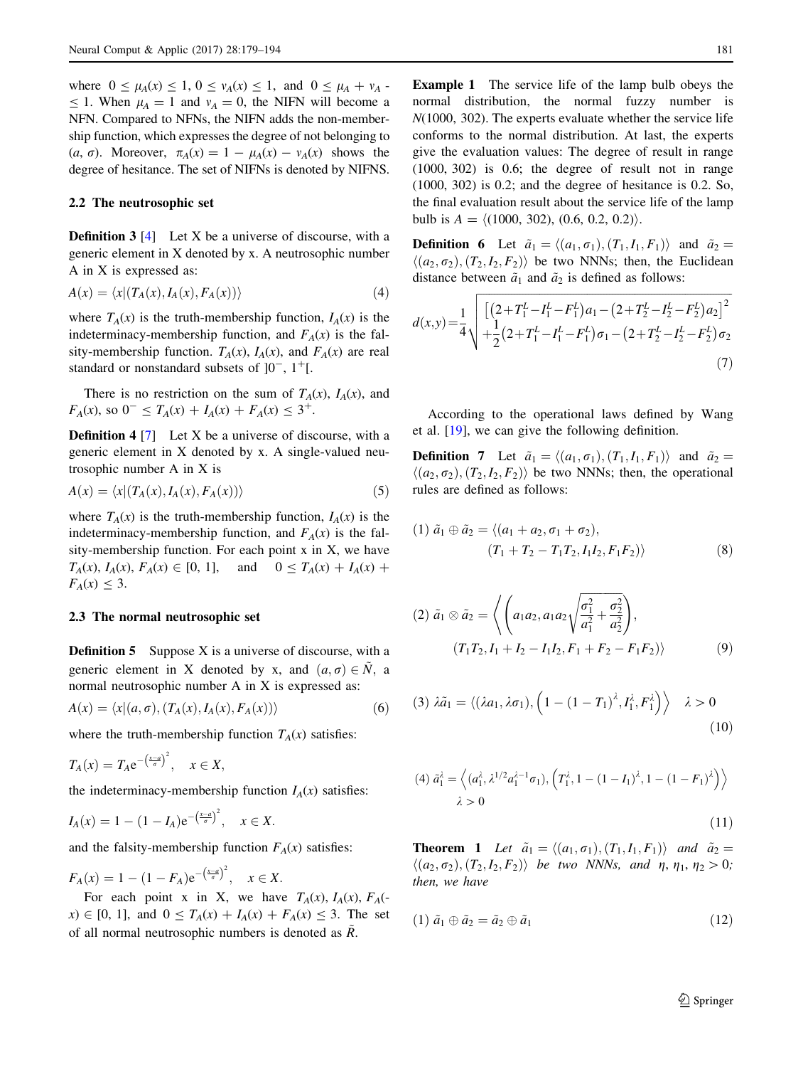where $0 \leq \mu_A(x) \leq 1$, $0 \leq v_A(x) \leq 1$, and $0 \leq \mu_A + v_A \leq 1$. When $\mu_A = 1$ and $v_A = 0$, the NIFN will become a NFN. Compared to NFNs, the NIFN adds the non-membership function, which expresses the degree of not belonging to $(a, \sigma)$. Moreover, $\pi_A(x) = 1 - \mu_A(x) - v_A(x)$ shows the degree of hesitance. The set of NIFNs is denoted by NIFNS.

### 2.2 The neutrosophic set

**Definition 3** [4] Let X be a universe of discourse, with a generic element in X denoted by x. A neutrosophic number A in X is expressed as:

$$A(x) = \langle x | (T_A(x), I_A(x), F_A(x)) \rangle \tag{4}$$

where $T_A(x)$ is the truth-membership function, $I_A(x)$ is the indeterminacy-membership function, and $F_A(x)$ is the falsity-membership function. $T_A(x)$, $I_A(x)$, and $F_A(x)$ are real standard or nonstandard subsets of $]0^-, 1^+[$.

There is no restriction on the sum of $T_A(x)$, $I_A(x)$, and $F_A(x)$, so $0^- \leq T_A(x) + I_A(x) + F_A(x) \leq 3^+$.

**Definition 4** [7] Let X be a universe of discourse, with a generic element in X denoted by x. A single-valued neutrosophic number A in X is

$$A(x) = \langle x | (T_A(x), I_A(x), F_A(x)) \rangle \tag{5}$$

where $T_A(x)$ is the truth-membership function, $I_A(x)$ is the indeterminacy-membership function, and $F_A(x)$ is the falsity-membership function. For each point x in X, we have $T_A(x), I_A(x), F_A(x) \in [0, 1]$, and $0 \leq T_A(x) + I_A(x) + F_A(x) \leq 3$.

### 2.3 The normal neutrosophic set

**Definition 5** Suppose X is a universe of discourse, with a generic element in X denoted by x, and $(a, \sigma) \in \tilde{N}$, a normal neutrosophic number A in X is expressed as:

$$A(x) = \langle x | (a, \sigma), (T_A(x), I_A(x), F_A(x)) \rangle \tag{6}$$

where the truth-membership function $T_A(x)$ satisfies:

$$T_A(x) = T_A e^{-\left(\frac{x-a}{\sigma}\right)^2}, \quad x \in X,$$

the indeterminacy-membership function $I_A(x)$ satisfies:

$$I_A(x) = 1 - (1 - I_A) e^{-\left(\frac{x-a}{\sigma}\right)^2}, \quad x \in X.$$

and the falsity-membership function $F_A(x)$ satisfies:

$$F_A(x) = 1 - (1 - F_A) e^{-\left(\frac{x-a}{\sigma}\right)^2}, \quad x \in X.$$

For each point x in X, we have $T_A(x), I_A(x), F_A(x) \in [0, 1]$, and $0 \leq T_A(x) + I_A(x) + F_A(x) \leq 3$. The set of all normal neutrosophic numbers is denoted as $\tilde{R}$.

**Example 1** The service life of the lamp bulb obeys the normal distribution, the normal fuzzy number is N(1000, 302). The experts evaluate whether the service life conforms to the normal distribution. At last, the experts give the evaluation values: The degree of result in range (1000, 302) is 0.6; the degree of result not in range (1000, 302) is 0.2; and the degree of hesitance is 0.2. So, the final evaluation result about the service life of the lamp bulb is $A = \langle (1000, 302), (0.6, 0.2, 0.2) \rangle$.

**Definition 6** Let $\tilde{a}_1 = \langle (a_1, \sigma_1), (T_1, I_1, F_1) \rangle$ and $\tilde{a}_2 = \langle (a_2, \sigma_2), (T_2, I_2, F_2) \rangle$ be two NNNs; then, the Euclidean distance between $\tilde{a}_1$ and $\tilde{a}_2$ is defined as follows:

$$d(x,y) = \frac{1}{4} \sqrt{\begin{array}{l} \left[ \left(2 + T_1^L - I_1^L - F_1^L\right) a_1 - \left(2 + T_2^L - I_2^L - F_2^L\right) a_2 \right]^2 \\ + \frac{1}{2} \left(2 + T_1^L - I_1^L - F_1^L\right) \sigma_1 - \left(2 + T_2^L - I_2^L - F_2^L\right) \sigma_2 \end{array}} \tag{7}$$

According to the operational laws defined by Wang et al. [19], we can give the following definition.

**Definition 7** Let $\tilde{a}_1 = \langle (a_1, \sigma_1), (T_1, I_1, F_1) \rangle$ and $\tilde{a}_2 = \langle (a_2, \sigma_2), (T_2, I_2, F_2) \rangle$ be two NNNs; then, the operational rules are defined as follows:

$$(1)\ \tilde{a}_1 \oplus \tilde{a}_2 = \langle (a_1 + a_2, \sigma_1 + \sigma_2), (T_1 + T_2 - T_1 T_2, I_1 I_2, F_1 F_2) \rangle \tag{8}$$

$$(2)\ \tilde{a}_1 \otimes \tilde{a}_2 = \left\langle \left( a_1 a_2, a_1 a_2 \sqrt{\frac{\sigma_1^2}{a_1^2} + \frac{\sigma_2^2}{a_2^2}} \right), (T_1 T_2, I_1 + I_2 - I_1 I_2, F_1 + F_2 - F_1 F_2) \right\rangle \tag{9}$$

$$(3)\ \lambda \tilde{a}_1 = \left\langle (\lambda a_1, \lambda \sigma_1), \left(1 - (1 - T_1)^\lambda, I_1^\lambda, F_1^\lambda\right) \right\rangle \quad \lambda > 0 \tag{10}$$

$$(4)\ \tilde{a}_1^\lambda = \left\langle (a_1^\lambda, \lambda^{1/2} a_1^{\lambda - 1} \sigma_1), \left(T_1^\lambda, 1 - (1 - I_1)^\lambda, 1 - (1 - F_1)^\lambda\right) \right\rangle \quad \lambda > 0 \tag{11}$$

**Theorem 1** *Let $\tilde{a}_1 = \langle (a_1, \sigma_1), (T_1, I_1, F_1) \rangle$ and $\tilde{a}_2 = \langle (a_2, \sigma_2), (T_2, I_2, F_2) \rangle$ be two NNNs, and $\eta, \eta_1, \eta_2 > 0$; then, we have*

$$(1)\ \tilde{a}_1 \oplus \tilde{a}_2 = \tilde{a}_2 \oplus \tilde{a}_1 \tag{12}$$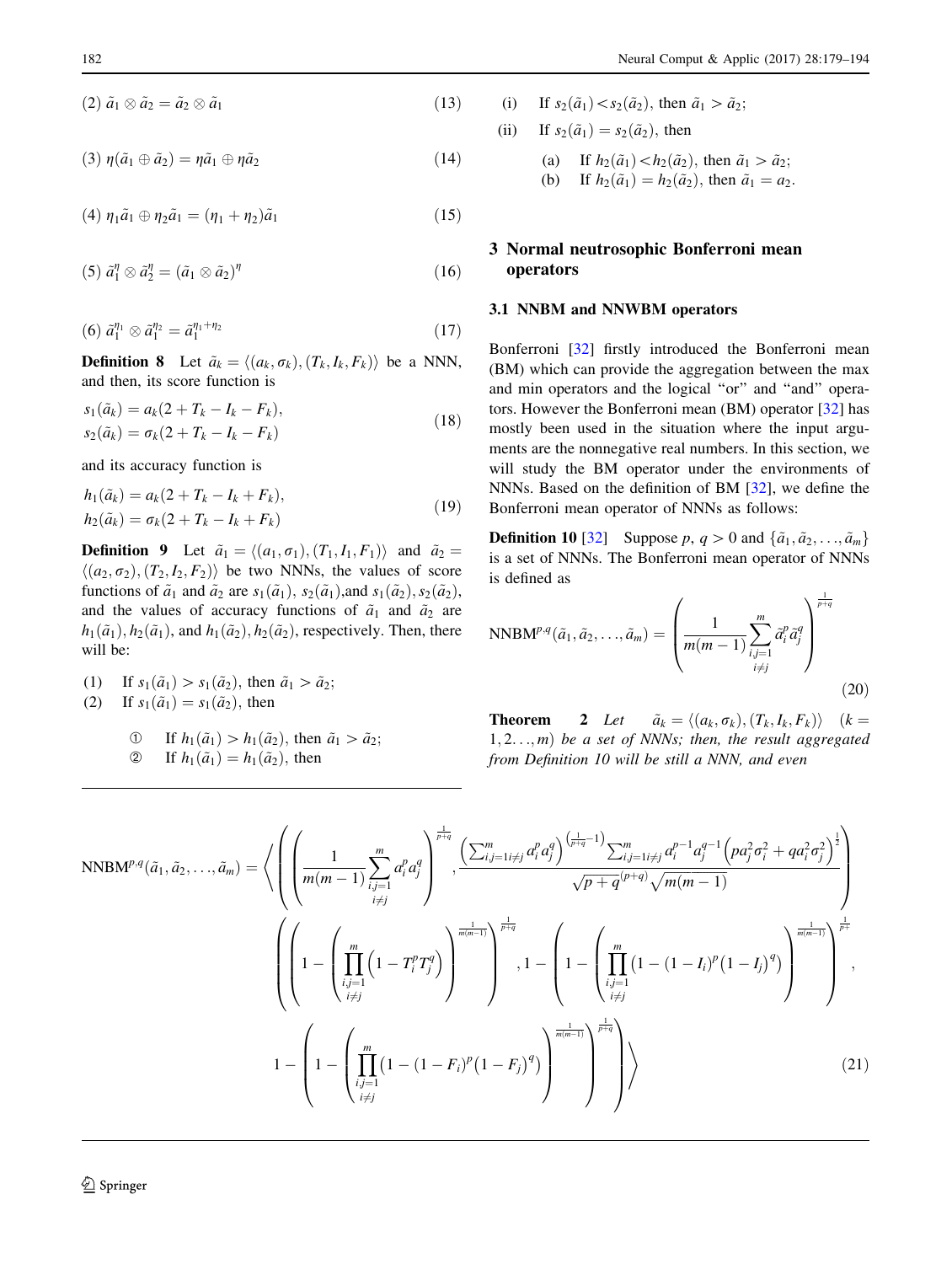(2) $\tilde{a}_1 \otimes \tilde{a}_2 = \tilde{a}_2 \otimes \tilde{a}_1$ (13)

(3) $\eta(\tilde{a}_1 \oplus \tilde{a}_2) = \eta\tilde{a}_1 \oplus \eta\tilde{a}_2$ (14)

(4) $\eta_1\tilde{a}_1 \oplus \eta_2\tilde{a}_1 = (\eta_1 + \eta_2)\tilde{a}_1$ (15)

(5) $\tilde{a}_1^{\eta} \otimes \tilde{a}_2^{\eta} = (\tilde{a}_1 \otimes \tilde{a}_2)^{\eta}$ (16)

(6) $\tilde{a}_1^{\eta_1} \otimes \tilde{a}_1^{\eta_2} = \tilde{a}_1^{\eta_1+\eta_2}$ (17)

**Definition 8** Let $\tilde{a}_k = \langle (a_k, \sigma_k), (T_k, I_k, F_k) \rangle$ be a NNN, and then, its score function is

$$
\begin{aligned}
s_1(\tilde{a}_k) &= a_k(2 + T_k - I_k - F_k), \\
s_2(\tilde{a}_k) &= \sigma_k(2 + T_k - I_k - F_k)
\end{aligned} \tag{18}
$$

and its accuracy function is

$$
\begin{aligned}
h_1(\tilde{a}_k) &= a_k(2 + T_k - I_k + F_k), \\
h_2(\tilde{a}_k) &= \sigma_k(2 + T_k - I_k + F_k)
\end{aligned} \tag{19}
$$

**Definition 9** Let $\tilde{a}_1 = \langle (a_1, \sigma_1), (T_1, I_1, F_1) \rangle$ and $\tilde{a}_2 = \langle (a_2, \sigma_2), (T_2, I_2, F_2) \rangle$ be two NNNs, the values of score functions of $\tilde{a}_1$ and $\tilde{a}_2$ are $s_1(\tilde{a}_1)$, $s_2(\tilde{a}_1)$,and $s_1(\tilde{a}_2), s_2(\tilde{a}_2)$, and the values of accuracy functions of $\tilde{a}_1$ and $\tilde{a}_2$ are $h_1(\tilde{a}_1), h_2(\tilde{a}_1)$, and $h_1(\tilde{a}_2), h_2(\tilde{a}_2)$, respectively. Then, there will be:

(1) If $s_1(\tilde{a}_1) > s_1(\tilde{a}_2)$, then $\tilde{a}_1 > \tilde{a}_2$;

(2) If $s_1(\tilde{a}_1) = s_1(\tilde{a}_2)$, then

① If $h_1(\tilde{a}_1) > h_1(\tilde{a}_2)$, then $\tilde{a}_1 > \tilde{a}_2$;

② If $h_1(\tilde{a}_1) = h_1(\tilde{a}_2)$, then

(i) If $s_2(\tilde{a}_1) < s_2(\tilde{a}_2)$, then $\tilde{a}_1 > \tilde{a}_2$;

(ii) If $s_2(\tilde{a}_1) = s_2(\tilde{a}_2)$, then

(a) If $h_2(\tilde{a}_1) < h_2(\tilde{a}_2)$, then $\tilde{a}_1 > \tilde{a}_2$;

(b) If $h_2(\tilde{a}_1) = h_2(\tilde{a}_2)$, then $\tilde{a}_1 = a_2$.

## 3 Normal neutrosophic Bonferroni mean operators

### 3.1 NNBM and NNWBM operators

Bonferroni [32] firstly introduced the Bonferroni mean (BM) which can provide the aggregation between the max and min operators and the logical "or" and "and" operators. However the Bonferroni mean (BM) operator [32] has mostly been used in the situation where the input arguments are the nonnegative real numbers. In this section, we will study the BM operator under the environments of NNNs. Based on the definition of BM [32], we define the Bonferroni mean operator of NNNs as follows:

**Definition 10** [32] Suppose $p, q > 0$ and $\{\tilde{a}_1, \tilde{a}_2, \ldots, \tilde{a}_m\}$ is a set of NNNs. The Bonferroni mean operator of NNNs is defined as

$$
\text{NNBM}^{p,q}(\tilde{a}_1, \tilde{a}_2, \ldots, \tilde{a}_m) = \left( \frac{1}{m(m-1)} \sum_{\substack{i,j=1 \\ i \neq j}}^{m} \tilde{a}_i^p \tilde{a}_j^q \right)^{\frac{1}{p+q}} \tag{20}
$$

**Theorem 2** *Let* $\tilde{a}_k = \langle (a_k, \sigma_k), (T_k, I_k, F_k) \rangle$ $(k = 1, 2 \ldots, m)$ *be a set of NNNs; then, the result aggregated from Definition 10 will be still a NNN, and even*

$$
\begin{aligned}
\text{NNBM}^{p,q}(\tilde{a}_1, \tilde{a}_2, \ldots, \tilde{a}_m) = \Bigg\langle & \left( \left( \frac{1}{m(m-1)} \sum_{\substack{i,j=1 \\ i \neq j}}^{m} a_i^p a_j^q \right)^{\frac{1}{p+q}}, \frac{\left( \sum_{i,j=1 i \neq j}^{m} a_i^p a_j^q \right)^{\left(\frac{1}{p+q} - 1\right)} \sum_{i,j=1 i \neq j}^{m} a_i^{p-1} a_j^{q-1} \left( p a_j^2 \sigma_i^2 + q a_i^2 \sigma_j^2 \right)^{\frac{1}{2}}}{\sqrt{p+q}^{(p+q)} \sqrt{m(m-1)}} \right) \\
& \left( \left( 1 - \left( \prod_{\substack{i,j=1 \\ i \neq j}}^{m} \left( 1 - T_i^p T_j^q \right) \right)^{\frac{1}{m(m-1)}} \right)^{\frac{1}{p+q}}, 1 - \left( 1 - \left( \prod_{\substack{i,j=1 \\ i \neq j}}^{m} \left( 1 - (1 - I_i)^p (1 - I_j)^q \right) \right)^{\frac{1}{m(m-1)}} \right)^{\frac{1}{p+q}}, \right. \\
& \left. 1 - \left( 1 - \left( \prod_{\substack{i,j=1 \\ i \neq j}}^{m} \left( 1 - (1 - F_i)^p (1 - F_j)^q \right) \right)^{\frac{1}{m(m-1)}} \right)^{\frac{1}{p+q}} \right) \Bigg\rangle
\end{aligned} \tag{21}
$$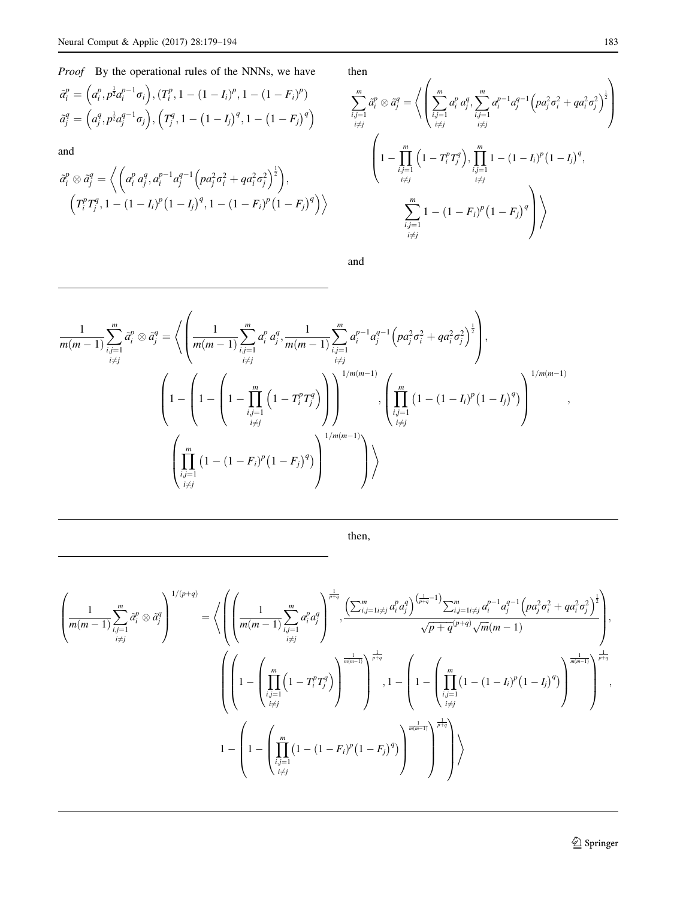*Proof* By the operational rules of the NNNs, we have

$$\tilde{a}_i^p = \left(a_i^p, p^{\frac{1}{2}} a_i^{p-1}\sigma_i\right), \left(T_i^p, 1-(1-I_i)^p, 1-(1-F_i)^p\right)$$

$$\tilde{a}_j^q = \left(a_j^q, p^{\frac{1}{2}} a_j^{q-1}\sigma_j\right), \left(T_j^q, 1-\left(1-I_j\right)^q, 1-\left(1-F_j\right)^q\right)$$

and

$$\tilde{a}_i^p \otimes \tilde{a}_j^q = \left\langle \left(a_i^p\, a_j^q, a_i^{p-1} a_j^{q-1}\left(p a_j^2 \sigma_i^2 + q a_i^2 \sigma_j^2\right)^{\frac{1}{2}}\right), \left(T_i^p T_j^q, 1-(1-I_i)^p\left(1-I_j\right)^q, 1-(1-F_i)^p\left(1-F_j\right)^q\right)\right\rangle$$

then

$$\sum_{\substack{i,j=1\\ i\neq j}}^{m} \tilde{a}_i^p \otimes \tilde{a}_j^q = \left\langle \left(\sum_{\substack{i,j=1\\ i\neq j}}^{m} a_i^p\, a_j^q, \sum_{\substack{i,j=1\\ i\neq j}}^{m} a_i^{p-1} a_j^{q-1}\left(p a_j^2 \sigma_i^2 + q a_i^2 \sigma_j^2\right)^{\frac{1}{2}}\right) \left(1-\prod_{\substack{i,j=1\\ i\neq j}}^{m}\left(1-T_i^p T_j^q\right), \prod_{\substack{i,j=1\\ i\neq j}}^{m} 1-(1-I_i)^p\left(1-I_j\right)^q, \sum_{\substack{i,j=1\\ i\neq j}}^{m} 1-(1-F_i)^p\left(1-F_j\right)^q\right)\right\rangle$$

and

$$\frac{1}{m(m-1)}\sum_{\substack{i,j=1\\ i\neq j}}^{m} \tilde{a}_i^p \otimes \tilde{a}_j^q = \left\langle \left(\frac{1}{m(m-1)}\sum_{\substack{i,j=1\\ i\neq j}}^{m} a_i^p\, a_j^q, \frac{1}{m(m-1)}\sum_{\substack{i,j=1\\ i\neq j}}^{m} a_i^{p-1} a_j^{q-1}\left(p a_j^2 \sigma_i^2 + q a_i^2 \sigma_j^2\right)^{\frac{1}{2}}\right),\right.$$
$$\left(1-\left(1-\left(1-\prod_{\substack{i,j=1\\ i\neq j}}^{m}\left(1-T_i^p T_j^q\right)\right)\right)^{1/m(m-1)}, \left(\prod_{\substack{i,j=1\\ i\neq j}}^{m}\left(1-(1-I_i)^p\left(1-I_j\right)^q\right)\right)^{1/m(m-1)},\right.$$
$$\left.\left.\left(\prod_{\substack{i,j=1\\ i\neq j}}^{m}\left(1-(1-F_i)^p\left(1-F_j\right)^q\right)\right)^{1/m(m-1)}\right)\right\rangle$$

then,

$$\left(\frac{1}{m(m-1)}\sum_{\substack{i,j=1\\ i\neq j}}^{m} \tilde{a}_i^p \otimes \tilde{a}_j^q\right)^{1/(p+q)} = \left\langle \left(\left(\frac{1}{m(m-1)}\sum_{\substack{i,j=1\\ i\neq j}}^{m} a_i^p a_j^q\right)^{\frac{1}{p+q}}, \frac{\left(\sum_{i,j=1 i\neq j}^{m} a_i^p a_j^q\right)^{\left(\frac{1}{p+q}-1\right)} \sum_{i,j=1 i\neq j}^{m} a_i^{p-1} a_j^{q-1}\left(p a_j^2 \sigma_i^2 + q a_i^2 \sigma_j^2\right)^{\frac{1}{2}}}{\sqrt{p+q}^{(p+q)}\sqrt{m}(m-1)}\right),\right.$$
$$\left(\left(1-\left(\prod_{\substack{i,j=1\\ i\neq j}}^{m}\left(1-T_i^p T_j^q\right)\right)^{\frac{1}{m(m-1)}}\right)^{\frac{1}{p+q}}, 1-\left(1-\left(\prod_{\substack{i,j=1\\ i\neq j}}^{m}\left(1-(1-I_i)^p\left(1-I_j\right)^q\right)\right)^{\frac{1}{m(m-1)}}\right)^{\frac{1}{p+q}},\right.$$
$$\left.\left.1-\left(1-\left(\prod_{\substack{i,j=1\\ i\neq j}}^{m}\left(1-(1-F_i)^p\left(1-F_j\right)^q\right)\right)^{\frac{1}{m(m-1)}}\right)^{\frac{1}{p+q}}\right)\right\rangle$$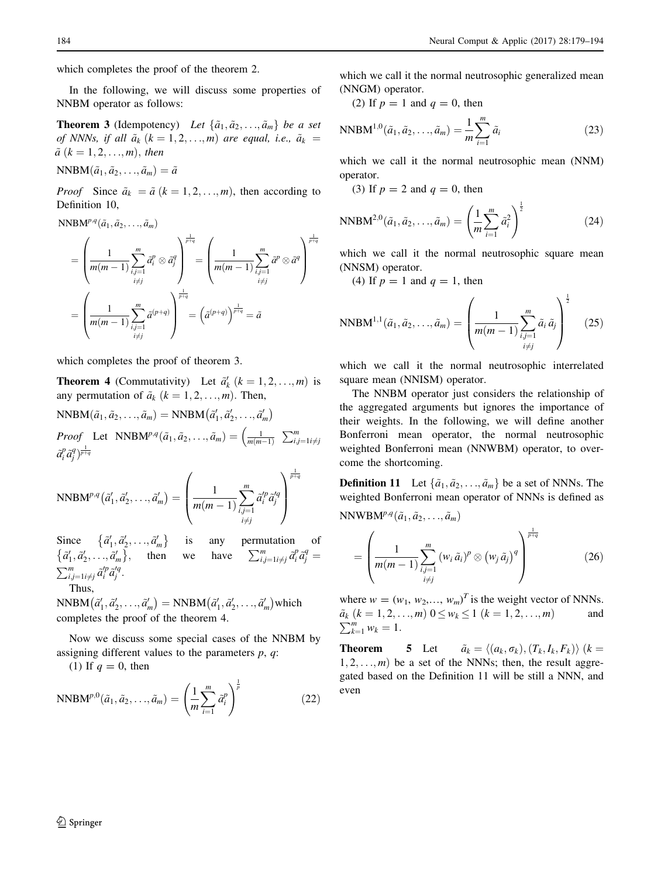which completes the proof of the theorem 2.

In the following, we will discuss some properties of NNBM operator as follows:

**Theorem 3** (Idempotency) *Let $\{\tilde{a}_1, \tilde{a}_2, \ldots, \tilde{a}_m\}$ be a set of NNNs, if all $\tilde{a}_k$ $(k = 1, 2, \ldots, m)$ are equal, i.e., $\tilde{a}_k = \tilde{a}$ $(k = 1, 2, \ldots, m)$, then*

$\mathrm{NNBM}(\tilde{a}_1, \tilde{a}_2, \ldots, \tilde{a}_m) = \tilde{a}$

*Proof* Since $\tilde{a}_k = \tilde{a}$ $(k = 1, 2, \ldots, m)$, then according to Definition 10,

$$\mathrm{NNBM}^{p,q}(\tilde{a}_1, \tilde{a}_2, \ldots, \tilde{a}_m)$$

$$= \left( \frac{1}{m(m-1)} \sum_{\substack{i,j=1 \\ i \neq j}}^{m} \tilde{a}_i^p \otimes \tilde{a}_j^q \right)^{\frac{1}{p+q}} = \left( \frac{1}{m(m-1)} \sum_{\substack{i,j=1 \\ i \neq j}}^{m} \tilde{a}^p \otimes \tilde{a}^q \right)^{\frac{1}{p+q}}$$

$$= \left( \frac{1}{m(m-1)} \sum_{\substack{i,j=1 \\ i \neq j}}^{m} \tilde{a}^{(p+q)} \right)^{\frac{1}{p+q}} = \left( \tilde{a}^{(p+q)} \right)^{\frac{1}{p+q}} = \tilde{a}$$

which completes the proof of theorem 3.

**Theorem 4** (Commutativity) Let $\tilde{a}'_k$ $(k = 1, 2, \ldots, m)$ is any permutation of $\tilde{a}_k$ $(k = 1, 2, \ldots, m)$. Then,

$\mathrm{NNBM}(\tilde{a}_1, \tilde{a}_2, \ldots, \tilde{a}_m) = \mathrm{NNBM}(\tilde{a}'_1, \tilde{a}'_2, \ldots, \tilde{a}'_m)$

*Proof* Let $\mathrm{NNBM}^{p,q}(\tilde{a}_1, \tilde{a}_2, \ldots, \tilde{a}_m) = \left( \frac{1}{m(m-1)} \sum_{i,j=1 i \neq j}^{m} \tilde{a}_i^p \tilde{a}_j^q \right)^{\frac{1}{p+q}}$

$$\mathrm{NNBM}^{p,q}(\tilde{a}'_1, \tilde{a}'_2, \ldots, \tilde{a}'_m) = \left( \frac{1}{m(m-1)} \sum_{\substack{i,j=1 \\ i \neq j}}^{m} \tilde{a}'^p_i \tilde{a}'^q_j \right)^{\frac{1}{p+q}}$$

Since $\{\tilde{a}'_1, \tilde{a}'_2, \ldots, \tilde{a}'_m\}$ is any permutation of $\{\tilde{a}'_1, \tilde{a}'_2, \ldots, \tilde{a}'_m\}$, then we have $\sum_{i,j=1 i \neq j}^{m} \tilde{a}_i^p \tilde{a}_j^q = \sum_{i,j=1 i \neq j}^{m} \tilde{a}'^p_i \tilde{a}'^q_j$.

Thus,

$\mathrm{NNBM}(\tilde{a}'_1, \tilde{a}'_2, \ldots, \tilde{a}'_m) = \mathrm{NNBM}(\tilde{a}'_1, \tilde{a}'_2, \ldots, \tilde{a}'_m)$ which completes the proof of the theorem 4.

Now we discuss some special cases of the NNBM by assigning different values to the parameters $p$, $q$:

(1) If $q = 0$, then

$$\mathrm{NNBM}^{p,0}(\tilde{a}_1, \tilde{a}_2, \ldots, \tilde{a}_m) = \left( \frac{1}{m} \sum_{i=1}^{m} \tilde{a}_i^p \right)^{\frac{1}{p}} \tag{22}$$

which we call it the normal neutrosophic generalized mean (NNGM) operator.

(2) If $p = 1$ and $q = 0$, then

$$\mathrm{NNBM}^{1,0}(\tilde{a}_1, \tilde{a}_2, \ldots, \tilde{a}_m) = \frac{1}{m} \sum_{i=1}^{m} \tilde{a}_i \tag{23}$$

which we call it the normal neutrosophic mean (NNM) operator.

(3) If $p = 2$ and $q = 0$, then

$$\mathrm{NNBM}^{2,0}(\tilde{a}_1, \tilde{a}_2, \ldots, \tilde{a}_m) = \left( \frac{1}{m} \sum_{i=1}^{m} \tilde{a}_i^2 \right)^{\frac{1}{2}} \tag{24}$$

which we call it the normal neutrosophic square mean (NNSM) operator.

(4) If $p = 1$ and $q = 1$, then

$$\mathrm{NNBM}^{1,1}(\tilde{a}_1, \tilde{a}_2, \ldots, \tilde{a}_m) = \left( \frac{1}{m(m-1)} \sum_{\substack{i,j=1 \\ i \neq j}}^{m} \tilde{a}_i \tilde{a}_j \right)^{\frac{1}{2}} \tag{25}$$

which we call it the normal neutrosophic interrelated square mean (NNISM) operator.

The NNBM operator just considers the relationship of the aggregated arguments but ignores the importance of their weights. In the following, we will define another Bonferroni mean operator, the normal neutrosophic weighted Bonferroni mean (NNWBM) operator, to overcome the shortcoming.

**Definition 11** Let $\{\tilde{a}_1, \tilde{a}_2, \ldots, \tilde{a}_m\}$ be a set of NNNs. The weighted Bonferroni mean operator of NNNs is defined as

$$\mathrm{NNWBM}^{p,q}(\tilde{a}_1, \tilde{a}_2, \ldots, \tilde{a}_m)$$

$$= \left( \frac{1}{m(m-1)} \sum_{\substack{i,j=1 \\ i \neq j}}^{m} (w_i \tilde{a}_i)^p \otimes (w_j \tilde{a}_j)^q \right)^{\frac{1}{p+q}} \tag{26}$$

where $w = (w_1, w_2, \ldots, w_m)^T$ is the weight vector of NNNs. $\tilde{a}_k$ $(k = 1, 2, \ldots, m)$ $0 \leq w_k \leq 1$ $(k = 1, 2, \ldots, m)$ and $\sum_{k=1}^{m} w_k = 1$.

**Theorem 5** Let $\tilde{a}_k = \langle (a_k, \sigma_k), (T_k, I_k, F_k) \rangle$ $(k = 1, 2, \ldots, m)$ be a set of the NNNs; then, the result aggregated based on the Definition 11 will be still a NNN, and even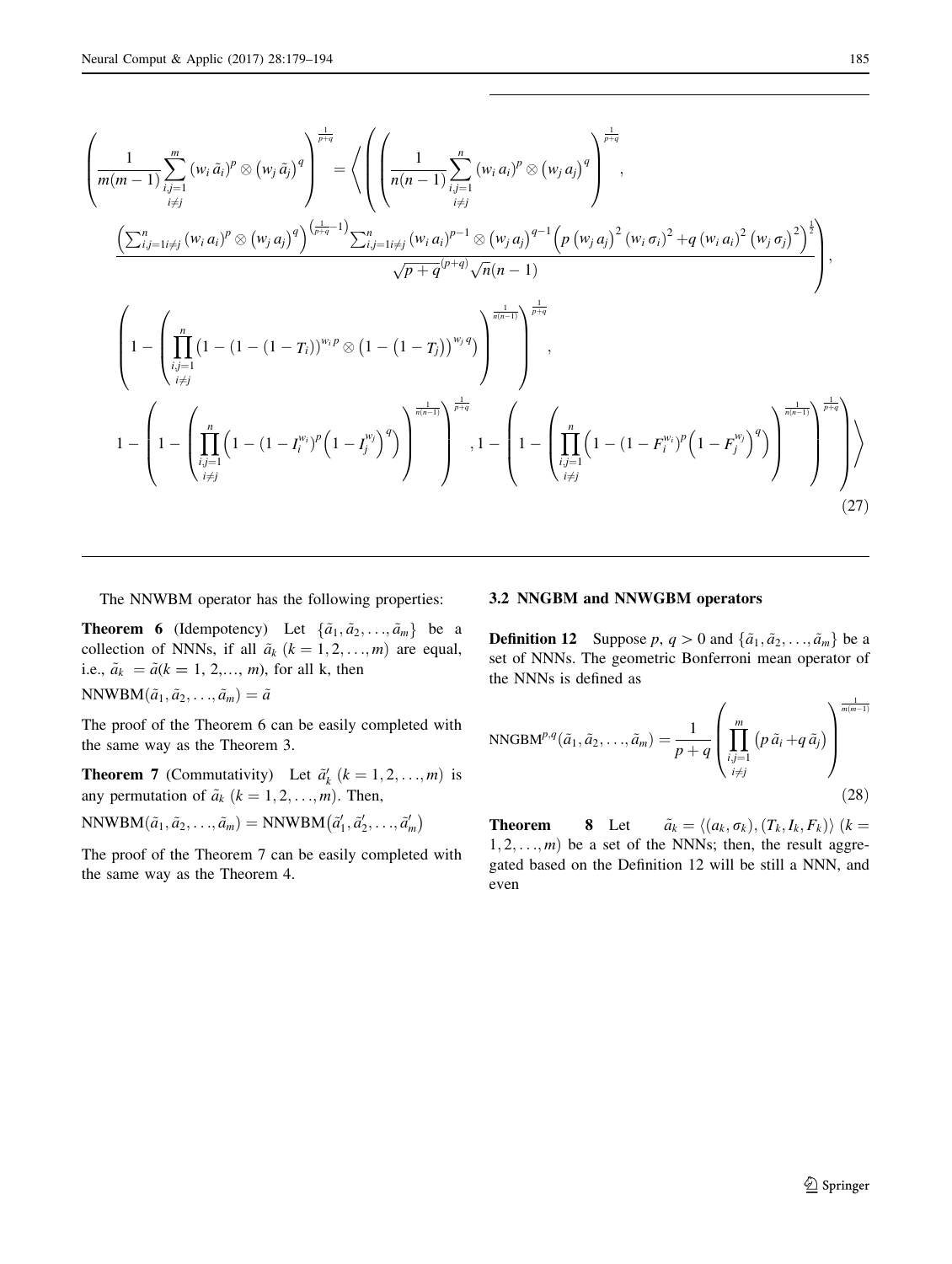$$\left(\frac{1}{m(m-1)}\sum_{\substack{i,j=1\\i\neq j}}^{m}\left(w_i\,\tilde{a}_i\right)^p\otimes\left(w_j\,\tilde{a}_j\right)^q\right)^{\frac{1}{p+q}}=\left\langle\left(\left(\frac{1}{n(n-1)}\sum_{\substack{i,j=1\\i\neq j}}^{n}\left(w_i\,a_i\right)^p\otimes\left(w_j\,a_j\right)^q\right)^{\frac{1}{p+q}},\right.\right.$$

$$\left.\frac{\left(\sum_{i,j=1 i\neq j}^{n}\left(w_i\,a_i\right)^p\otimes\left(w_j\,a_j\right)^q\right)^{\left(\frac{1}{p+q}-1\right)}\sum_{i,j=1 i\neq j}^{n}\left(w_i\,a_i\right)^{p-1}\otimes\left(w_j\,a_j\right)^{q-1}\left(p\left(w_j\,a_j\right)^2\left(w_i\,\sigma_i\right)^2+q\left(w_i\,a_i\right)^2\left(w_j\,\sigma_j\right)^2\right)^{\frac{1}{2}}}{\sqrt{p+q}^{(p+q)}\sqrt{n}(n-1)}\right),$$

$$\left(1-\left(\prod_{\substack{i,j=1\\i\neq j}}^{n}\left(1-\left(1-\left(1-T_i\right)\right)^{w_i\,p}\otimes\left(1-\left(1-T_j\right)\right)^{w_j\,q}\right)\right)^{\frac{1}{n(n-1)}}\right)^{\frac{1}{p+q}},$$

$$\left.1-\left(1-\left(\prod_{\substack{i,j=1\\i\neq j}}^{n}\left(1-\left(1-I_i^{w_i}\right)^p\left(1-I_j^{w_j}\right)^q\right)\right)^{\frac{1}{n(n-1)}}\right)^{\frac{1}{p+q}},1-\left(1-\left(\prod_{\substack{i,j=1\\i\neq j}}^{n}\left(1-\left(1-F_i^{w_i}\right)^p\left(1-F_j^{w_j}\right)^q\right)\right)^{\frac{1}{n(n-1)}}\right)^{\frac{1}{p+q}}\right)\right\rangle \tag{27}$$

The NNWBM operator has the following properties:

**Theorem 6** (Idempotency) Let $\{\tilde{a}_1, \tilde{a}_2, \ldots, \tilde{a}_m\}$ be a collection of NNNs, if all $\tilde{a}_k$ $(k = 1, 2, \ldots, m)$ are equal, i.e., $\tilde{a}_k = \tilde{a}(k = 1, 2,\ldots, m)$, for all k, then

$\text{NNWBM}(\tilde{a}_1, \tilde{a}_2, \ldots, \tilde{a}_m) = \tilde{a}$

The proof of the Theorem 6 can be easily completed with the same way as the Theorem 3.

**Theorem 7** (Commutativity) Let $\tilde{a}'_k$ $(k = 1, 2, \ldots, m)$ is any permutation of $\tilde{a}_k$ $(k = 1, 2, \ldots, m)$. Then,

$\text{NNWBM}(\tilde{a}_1, \tilde{a}_2, \ldots, \tilde{a}_m) = \text{NNWBM}(\tilde{a}'_1, \tilde{a}'_2, \ldots, \tilde{a}'_m)$

The proof of the Theorem 7 can be easily completed with the same way as the Theorem 4.

### 3.2 NNGBM and NNWGBM operators

**Definition 12** Suppose $p$, $q > 0$ and $\{\tilde{a}_1, \tilde{a}_2, \ldots, \tilde{a}_m\}$ be a set of NNNs. The geometric Bonferroni mean operator of the NNNs is defined as

$$\text{NNGBM}^{p,q}(\tilde{a}_1, \tilde{a}_2, \ldots, \tilde{a}_m) = \frac{1}{p+q}\left(\prod_{\substack{i,j=1\\i\neq j}}^{m}\left(p\,\tilde{a}_i+q\,\tilde{a}_j\right)\right)^{\frac{1}{m(m-1)}} \tag{28}$$

**Theorem 8** Let $\tilde{a}_k = \langle (a_k, \sigma_k), (T_k, I_k, F_k)\rangle$ $(k = 1, 2, \ldots, m)$ be a set of the NNNs; then, the result aggregated based on the Definition 12 will be still a NNN, and even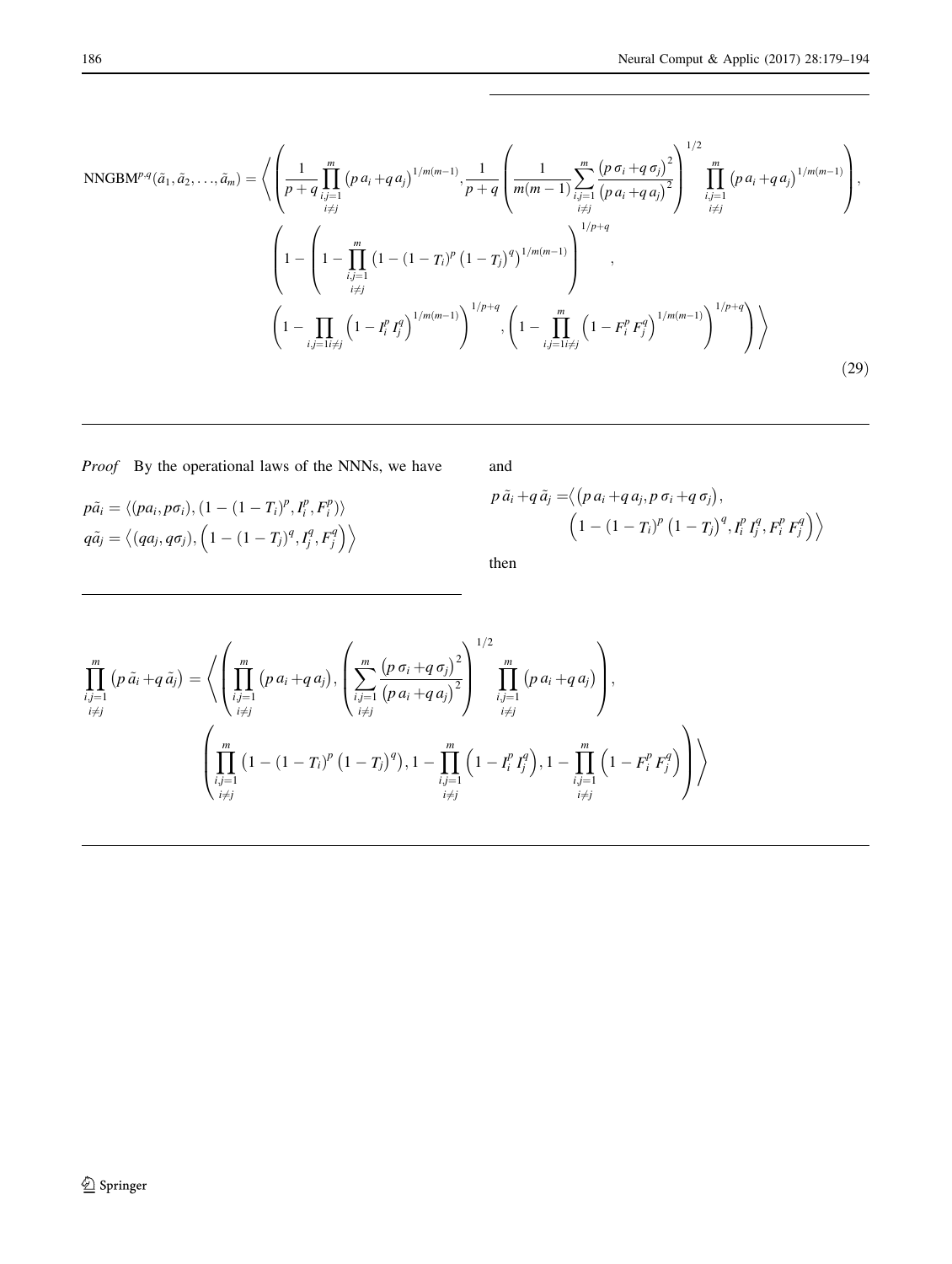$$
\text{NNGBM}^{p,q}(\tilde{a}_1, \tilde{a}_2, \ldots, \tilde{a}_m) = \left\langle \left( \frac{1}{p+q} \prod_{\substack{i,j=1 \\ i \neq j}}^{m} \left(p\,a_i + q\,a_j\right)^{1/m(m-1)}, \frac{1}{p+q} \left( \frac{1}{m(m-1)} \sum_{\substack{i,j=1 \\ i \neq j}}^{m} \frac{\left(p\,\sigma_i + q\,\sigma_j\right)^2}{\left(p\,a_i + q\,a_j\right)^2} \right)^{1/2} \prod_{\substack{i,j=1 \\ i \neq j}}^{m} \left(p\,a_i + q\,a_j\right)^{1/m(m-1)} \right), \right.
$$

$$
\left( 1 - \left( 1 - \prod_{\substack{i,j=1 \\ i \neq j}}^{m} \left(1 - (1 - T_i)^p \left(1 - T_j\right)^q\right)^{1/m(m-1)} \right)^{1/p+q}, \right.
$$

$$
\left. \left. \left( 1 - \prod_{i,j=1 i \neq j} \left(1 - I_i^p I_j^q\right)^{1/m(m-1)} \right)^{1/p+q}, \left( 1 - \prod_{i,j=1 i \neq j}^{m} \left(1 - F_i^p F_j^q\right)^{1/m(m-1)} \right)^{1/p+q} \right) \right\rangle \tag{29}
$$

*Proof* By the operational laws of the NNNs, we have

$$
p\tilde{a}_i = \langle (pa_i, p\sigma_i), (1 - (1 - T_i)^p, I_i^p, F_i^p) \rangle
$$

$$
q\tilde{a}_j = \left\langle (qa_j, q\sigma_j), \left(1 - (1 - T_j)^q, I_j^q, F_j^q\right) \right\rangle
$$

and

$$
p\,\tilde{a}_i + q\,\tilde{a}_j = \left\langle \left(p\,a_i + q\,a_j, p\,\sigma_i + q\,\sigma_j\right), \left(1 - (1 - T_i)^p \left(1 - T_j\right)^q, I_i^p I_j^q, F_i^p F_j^q\right) \right\rangle
$$

then

$$
\prod_{\substack{i,j=1 \\ i \neq j}}^{m} \left(p\,\tilde{a}_i + q\,\tilde{a}_j\right) = \left\langle \left( \prod_{\substack{i,j=1 \\ i \neq j}}^{m} \left(p\,a_i + q\,a_j\right), \left( \sum_{\substack{i,j=1 \\ i \neq j}}^{m} \frac{\left(p\,\sigma_i + q\,\sigma_j\right)^2}{\left(p\,a_i + q\,a_j\right)^2} \right)^{1/2} \prod_{\substack{i,j=1 \\ i \neq j}}^{m} \left(p\,a_i + q\,a_j\right) \right), \right.
$$

$$
\left. \left( \prod_{\substack{i,j=1 \\ i \neq j}}^{m} \left(1 - (1 - T_i)^p \left(1 - T_j\right)^q\right), 1 - \prod_{\substack{i,j=1 \\ i \neq j}}^{m} \left(1 - I_i^p I_j^q\right), 1 - \prod_{\substack{i,j=1 \\ i \neq j}}^{m} \left(1 - F_i^p F_j^q\right) \right) \right\rangle
$$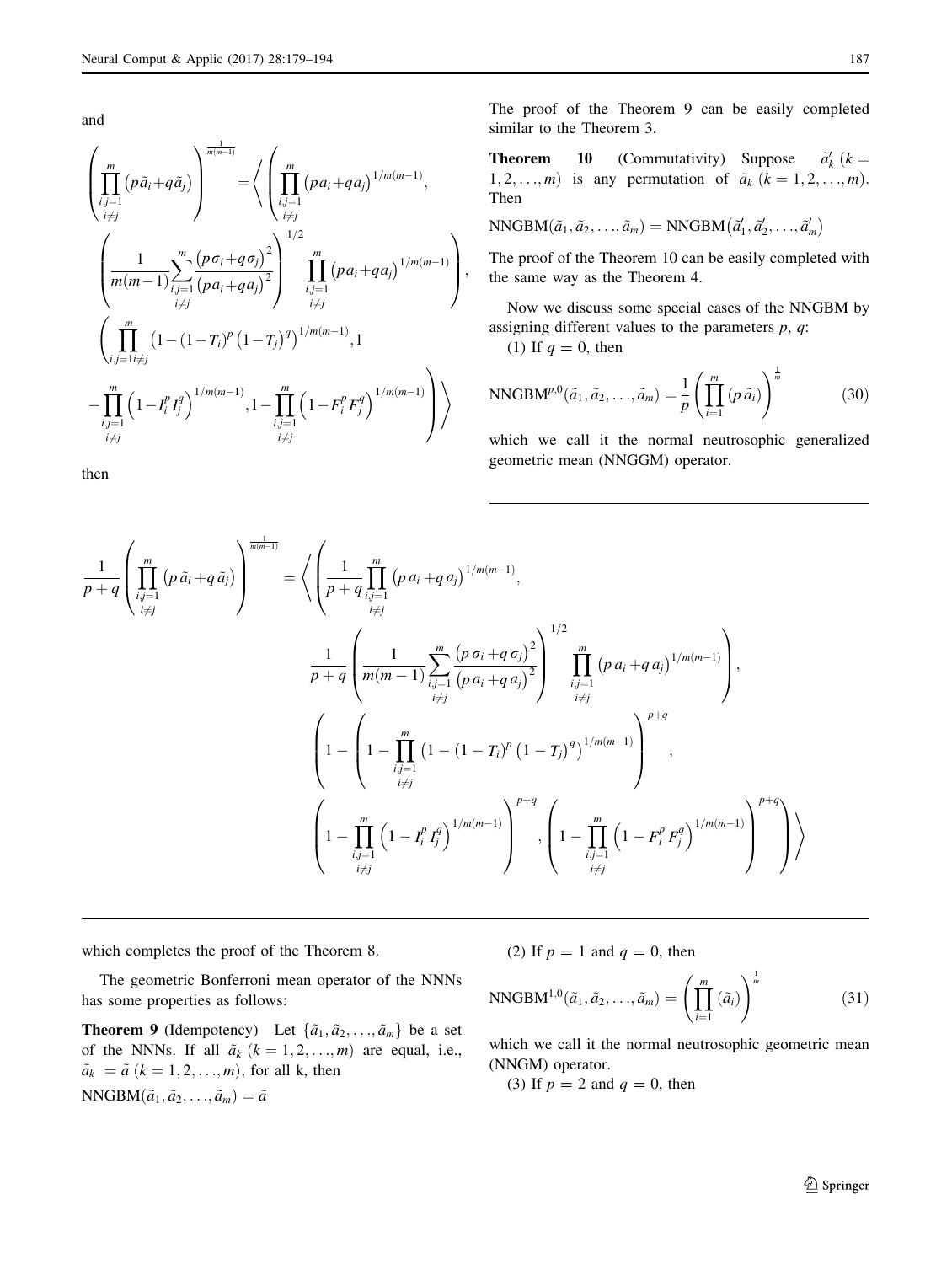and

$$\left(\prod_{\substack{i,j=1\\ i\neq j}}^{m}(p\tilde{a}_i+q\tilde{a}_j)\right)^{\frac{1}{m(m-1)}}=\left\langle\left(\prod_{\substack{i,j=1\\ i\neq j}}^{m}(pa_i+qa_j)^{1/m(m-1)},\left(\frac{1}{m(m-1)}\sum_{\substack{i,j=1\\ i\neq j}}^{m}\frac{(p\sigma_i+q\sigma_j)^2}{(pa_i+qa_j)^2}\right)^{1/2}\prod_{\substack{i,j=1\\ i\neq j}}^{m}(pa_i+qa_j)^{1/m(m-1)}\right),\left(\prod_{i,j=1 i\neq j}^{m}\left(1-(1-T_i)^p(1-T_j)^q\right)^{1/m(m-1)},1-\prod_{\substack{i,j=1\\ i\neq j}}^{m}\left(1-I_i^pI_j^q\right)^{1/m(m-1)},1-\prod_{\substack{i,j=1\\ i\neq j}}^{m}\left(1-F_i^pF_j^q\right)^{1/m(m-1)}\right)\right\rangle$$

then

$$\frac{1}{p+q}\left(\prod_{\substack{i,j=1\\ i\neq j}}^{m}(p\tilde{a}_i+q\tilde{a}_j)\right)^{\frac{1}{m(m-1)}}=\left\langle\left(\frac{1}{p+q}\prod_{\substack{i,j=1\\ i\neq j}}^{m}(pa_i+qa_j)^{1/m(m-1)},\frac{1}{p+q}\left(\frac{1}{m(m-1)}\sum_{\substack{i,j=1\\ i\neq j}}^{m}\frac{(p\sigma_i+q\sigma_j)^2}{(pa_i+qa_j)^2}\right)^{1/2}\prod_{\substack{i,j=1\\ i\neq j}}^{m}(pa_i+qa_j)^{1/m(m-1)}\right),\left(1-\left(1-\prod_{\substack{i,j=1\\ i\neq j}}^{m}\left(1-(1-T_i)^p(1-T_j)^q\right)^{1/m(m-1)}\right)^{p+q},\left(1-\prod_{\substack{i,j=1\\ i\neq j}}^{m}\left(1-I_i^pI_j^q\right)^{1/m(m-1)}\right)^{p+q},\left(1-\prod_{\substack{i,j=1\\ i\neq j}}^{m}\left(1-F_i^pF_j^q\right)^{1/m(m-1)}\right)^{p+q}\right)\right\rangle$$

which completes the proof of the Theorem 8.

The geometric Bonferroni mean operator of the NNNs has some properties as follows:

**Theorem 9** (Idempotency) Let $\{\tilde{a}_1,\tilde{a}_2,\ldots,\tilde{a}_m\}$ be a set of the NNNs. If all $\tilde{a}_k\ (k=1,2,\ldots,m)$ are equal, i.e., $\tilde{a}_k=\tilde{a}\ (k=1,2,\ldots,m)$, for all k, then

$\text{NNGBM}(\tilde{a}_1,\tilde{a}_2,\ldots,\tilde{a}_m)=\tilde{a}$

The proof of the Theorem 9 can be easily completed similar to the Theorem 3.

**Theorem 10** (Commutativity) Suppose $\tilde{a}'_k\ (k=1,2,\ldots,m)$ is any permutation of $\tilde{a}_k\ (k=1,2,\ldots,m)$. Then

$\text{NNGBM}(\tilde{a}_1,\tilde{a}_2,\ldots,\tilde{a}_m)=\text{NNGBM}(\tilde{a}'_1,\tilde{a}'_2,\ldots,\tilde{a}'_m)$

The proof of the Theorem 10 can be easily completed with the same way as the Theorem 4.

Now we discuss some special cases of the NNGBM by assigning different values to the parameters $p$, $q$:

(1) If $q=0$, then

$$\text{NNGBM}^{p,0}(\tilde{a}_1,\tilde{a}_2,\ldots,\tilde{a}_m)=\frac{1}{p}\left(\prod_{i=1}^{m}(p\,\tilde{a}_i)\right)^{\frac{1}{m}}\tag{30}$$

which we call it the normal neutrosophic generalized geometric mean (NNGGM) operator.

(2) If $p=1$ and $q=0$, then

$$\text{NNGBM}^{1,0}(\tilde{a}_1,\tilde{a}_2,\ldots,\tilde{a}_m)=\left(\prod_{i=1}^{m}(\tilde{a}_i)\right)^{\frac{1}{m}}\tag{31}$$

which we call it the normal neutrosophic geometric mean (NNGM) operator.

(3) If $p=2$ and $q=0$, then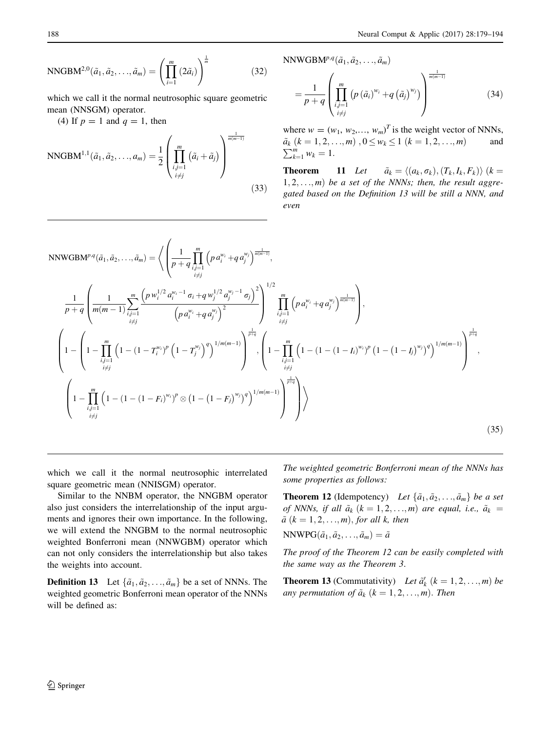$$\text{NNGBM}^{2,0}(\tilde{a}_1, \tilde{a}_2, \ldots, \tilde{a}_m) = \left(\prod_{i=1}^{m} (2\tilde{a}_i)\right)^{\frac{1}{m}} \tag{32}$$

which we call it the normal neutrosophic square geometric mean (NNSGM) operator.

(4) If $p = 1$ and $q = 1$, then

$$\text{NNGBM}^{1,1}(\tilde{a}_1, \tilde{a}_2, \ldots, a_m) = \frac{1}{2}\left(\prod_{\substack{i,j=1 \\ i \neq j}}^{m} (\tilde{a}_i + \tilde{a}_j)\right)^{\frac{1}{m(m-1)}} \tag{33}$$

which we call it the normal neutrosophic interrelated square geometric mean (NNISGM) operator.

Similar to the NNBM operator, the NNGBM operator also just considers the interrelationship of the input arguments and ignores their own importance. In the following, we will extend the NNGBM to the normal neutrosophic weighted Bonferroni mean (NNWGBM) operator which can not only considers the interrelationship but also takes the weights into account.

**Definition 13** Let $\{\tilde{a}_1, \tilde{a}_2, \ldots, \tilde{a}_m\}$ be a set of NNNs. The weighted geometric Bonferroni mean operator of the NNNs will be defined as:

$$\text{NNWGBM}^{p,q}(\tilde{a}_1, \tilde{a}_2, \ldots, \tilde{a}_m) = \frac{1}{p+q}\left(\prod_{\substack{i,j=1 \\ i \neq j}}^{m} \left(p\,(\tilde{a}_i)^{w_i} + q\,(\tilde{a}_j)^{w_j}\right)\right)^{\frac{1}{m(m-1)}} \tag{34}$$

where $w = (w_1, w_2, \ldots, w_m)^T$ is the weight vector of NNNs, $\tilde{a}_k\ (k = 1, 2, \ldots, m)$, $0 \leq w_k \leq 1\ (k = 1, 2, \ldots, m)$ and $\sum_{k=1}^{m} w_k = 1$.

**Theorem 11** *Let* $\tilde{a}_k = \langle (a_k, \sigma_k), (T_k, I_k, F_k) \rangle\ (k = 1, 2, \ldots, m)$ *be a set of the NNNs; then, the result aggregated based on the Definition 13 will be still a NNN, and even*

$$\begin{aligned}
\text{NNWGBM}^{p,q}(\tilde{a}_1, \tilde{a}_2, \ldots, \tilde{a}_m) = \Bigg\langle \Bigg( & \frac{1}{p+q}\prod_{\substack{i,j=1 \\ i \neq j}}^{m} \left(p\,a_i^{w_i} + q\,a_j^{w_j}\right)^{\frac{1}{m(m-1)}}, \\
& \frac{1}{p+q}\left(\frac{1}{m(m-1)}\sum_{\substack{i,j=1 \\ i \neq j}}^{m} \frac{\left(p\,w_i^{1/2} a_i^{w_i - 1}\sigma_i + q\,w_j^{1/2} a_j^{w_j - 1}\sigma_j\right)^2}{\left(p\,a_i^{w_i} + q\,a_j^{w_j}\right)^2}\right)^{1/2} \prod_{\substack{i,j=1 \\ i \neq j}}^{m} \left(p\,a_i^{w_i} + q\,a_j^{w_j}\right)^{\frac{1}{m(m-1)}} \Bigg), \\
\Bigg( & \left(1 - \left(1 - \prod_{\substack{i,j=1 \\ i \neq j}}^{m} \left(1 - (1 - T_i^{w_i})^p \left(1 - T_j^{w_j}\right)^q\right)^{1/m(m-1)}\right)^{\frac{1}{p+q}}\right), \left(1 - \prod_{\substack{i,j=1 \\ i \neq j}}^{m} \left(1 - (1 - (1 - I_i)^{w_i})^p \left(1 - (1 - I_j)^{w_j}\right)^q\right)^{1/m(m-1)}\right)^{\frac{1}{p+q}}, \\
& \left(1 - \prod_{\substack{i,j=1 \\ i \neq j}}^{m} \left(1 - (1 - (1 - F_i)^{w_i})^p \otimes \left(1 - (1 - F_j)^{w_j}\right)^q\right)^{1/m(m-1)}\right)^{\frac{1}{p+q}} \Bigg) \Bigg\rangle
\end{aligned} \tag{35}$$

*The weighted geometric Bonferroni mean of the NNNs has some properties as follows:*

**Theorem 12** (Idempotency) *Let* $\{\tilde{a}_1, \tilde{a}_2, \ldots, \tilde{a}_m\}$ *be a set of NNNs, if all* $\tilde{a}_k\ (k = 1, 2, \ldots, m)$ *are equal, i.e.,* $\tilde{a}_k = \tilde{a}\ (k = 1, 2, \ldots, m)$, *for all k, then*

$\text{NNWPG}(\tilde{a}_1, \tilde{a}_2, \ldots, \tilde{a}_m) = \tilde{a}$

*The proof of the Theorem 12 can be easily completed with the same way as the Theorem 3.*

**Theorem 13** (Commutativity) *Let* $\tilde{a}'_k\ (k = 1, 2, \ldots, m)$ *be any permutation of* $\tilde{a}_k\ (k = 1, 2, \ldots, m)$. *Then*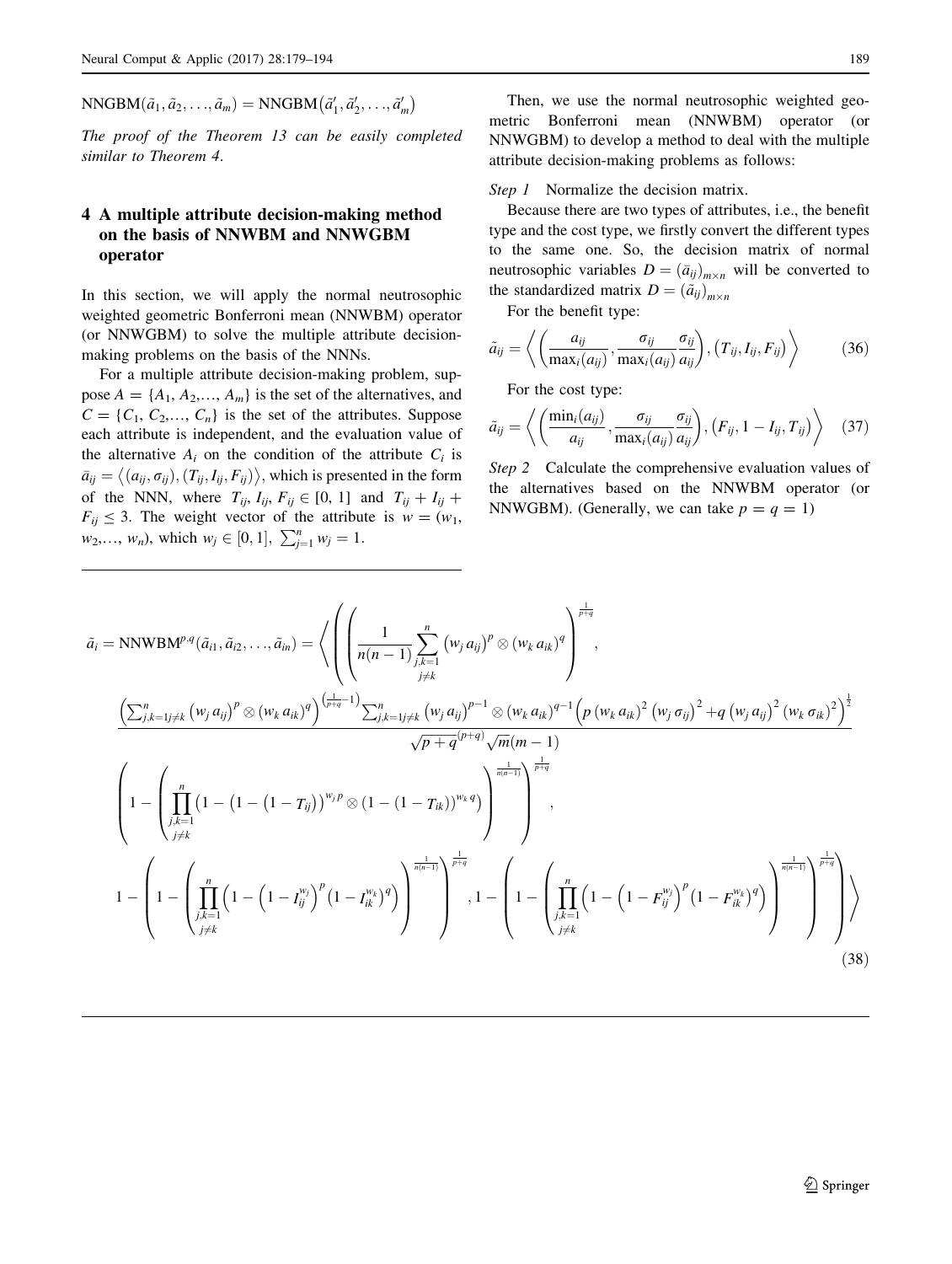$$\mathrm{NNGBM}(\tilde{a}_1, \tilde{a}_2, \ldots, \tilde{a}_m) = \mathrm{NNGBM}\left(\tilde{a}_1', \tilde{a}_2', \ldots, \tilde{a}_m'\right)$$

*The proof of the Theorem 13 can be easily completed similar to Theorem 4.*

## 4 A multiple attribute decision-making method on the basis of NNWBM and NNWGBM operator

In this section, we will apply the normal neutrosophic weighted geometric Bonferroni mean (NNWBM) operator (or NNWGBM) to solve the multiple attribute decision-making problems on the basis of the NNNs.

For a multiple attribute decision-making problem, suppose $A = \{A_1, A_2, \ldots, A_m\}$ is the set of the alternatives, and $C = \{C_1, C_2, \ldots, C_n\}$ is the set of the attributes. Suppose each attribute is independent, and the evaluation value of the alternative $A_i$ on the condition of the attribute $C_i$ is $\bar{a}_{ij} = \left\langle (a_{ij}, \sigma_{ij}), (T_{ij}, I_{ij}, F_{ij}) \right\rangle$, which is presented in the form of the NNN, where $T_{ij}, I_{ij}, F_{ij} \in [0, 1]$ and $T_{ij} + I_{ij} + F_{ij} \leq 3$. The weight vector of the attribute is $w = (w_1, w_2, \ldots, w_n)$, which $w_j \in [0, 1], \ \sum_{j=1}^{n} w_j = 1$.

Then, we use the normal neutrosophic weighted geometric Bonferroni mean (NNWBM) operator (or NNWGBM) to develop a method to deal with the multiple attribute decision-making problems as follows:

*Step 1* Normalize the decision matrix.

Because there are two types of attributes, i.e., the benefit type and the cost type, we firstly convert the different types to the same one. So, the decision matrix of normal neutrosophic variables $D = (\bar{a}_{ij})_{m \times n}$ will be converted to the standardized matrix $D = (\tilde{a}_{ij})_{m \times n}$

For the benefit type:

$$\tilde{a}_{ij} = \left\langle \left( \frac{a_{ij}}{\max_i(a_{ij})}, \frac{\sigma_{ij}}{\max_i(a_{ij})} \frac{\sigma_{ij}}{a_{ij}} \right), (T_{ij}, I_{ij}, F_{ij}) \right\rangle \tag{36}$$

For the cost type:

$$\tilde{a}_{ij} = \left\langle \left( \frac{\min_i(a_{ij})}{a_{ij}}, \frac{\sigma_{ij}}{\max_i(a_{ij})} \frac{\sigma_{ij}}{a_{ij}} \right), (F_{ij}, 1 - I_{ij}, T_{ij}) \right\rangle \tag{37}$$

*Step 2* Calculate the comprehensive evaluation values of the alternatives based on the NNWBM operator (or NNWGBM). (Generally, we can take $p = q = 1$)

$$\begin{aligned}
\tilde{a}_i = \mathrm{NNWBM}^{p,q}(\tilde{a}_{i1}, \tilde{a}_{i2}, \ldots, \tilde{a}_{in}) = \Bigg\langle \Bigg( \Bigg( \frac{1}{n(n-1)} \sum_{\substack{j,k=1 \\ j \neq k}}^{n} \left(w_j\, a_{ij}\right)^p \otimes \left(w_k\, a_{ik}\right)^q \Bigg)^{\frac{1}{p+q}}, \\
\frac{\left( \sum_{j,k=1 j \neq k}^{n} \left(w_j\, a_{ij}\right)^p \otimes \left(w_k\, a_{ik}\right)^q \right)^{\left(\frac{1}{p+q} - 1\right)} \sum_{j,k=1 j \neq k}^{n} \left(w_j\, a_{ij}\right)^{p-1} \otimes \left(w_k\, a_{ik}\right)^{q-1} \left( p \left(w_k\, a_{ik}\right)^2 \left(w_j\, \sigma_{ij}\right)^2 + q \left(w_j\, a_{ij}\right)^2 \left(w_k\, \sigma_{ik}\right)^2 \right)^{\frac{1}{2}}}{\sqrt{p+q}^{(p+q)} \sqrt{m}(m-1)} \Bigg) \\
\left( 1 - \left( \prod_{\substack{j,k=1 \\ j \neq k}}^{n} \left( 1 - \left(1 - \left(1 - T_{ij}\right)\right)^{w_j p} \otimes \left(1 - (1 - T_{ik})\right)^{w_k q} \right) \right)^{\frac{1}{n(n-1)}} \right)^{\frac{1}{p+q}}, \\
1 - \left( 1 - \left( \prod_{\substack{j,k=1 \\ j \neq k}}^{n} \left( 1 - \left(1 - I_{ij}^{w_j}\right)^p \left(1 - I_{ik}^{w_k}\right)^q \right) \right)^{\frac{1}{n(n-1)}} \right)^{\frac{1}{p+q}}, 1 - \left( 1 - \left( \prod_{\substack{j,k=1 \\ j \neq k}}^{n} \left( 1 - \left(1 - F_{ij}^{w_j}\right)^p \left(1 - F_{ik}^{w_k}\right)^q \right) \right)^{\frac{1}{n(n-1)}} \right)^{\frac{1}{p+q}} \Bigg\rangle
\end{aligned} \tag{38}$$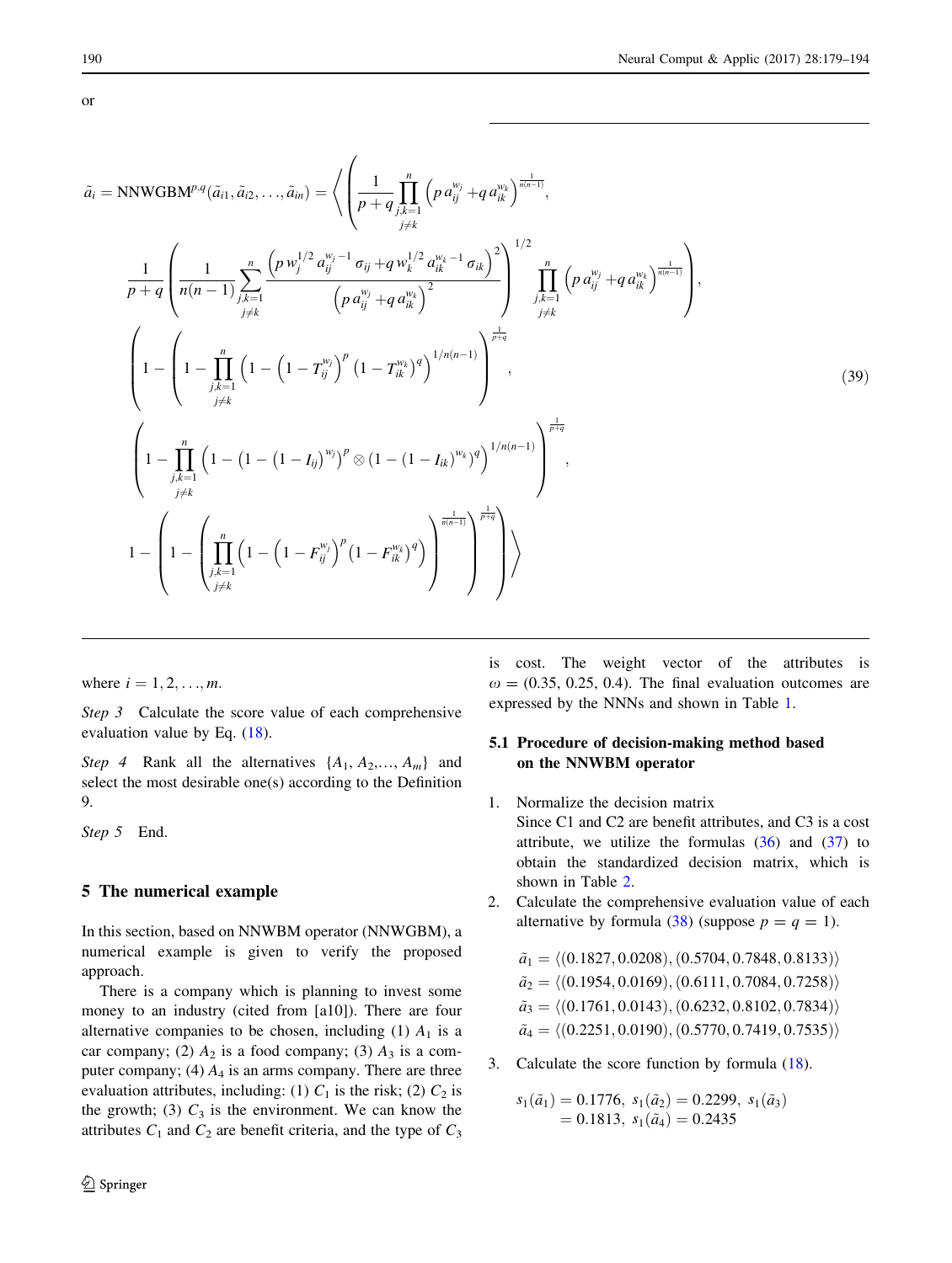or

$$\tilde{a}_i = \text{NNWGBM}^{p,q}(\tilde{a}_{i1}, \tilde{a}_{i2}, \ldots, \tilde{a}_{in}) = \left\langle \left( \frac{1}{p+q} \prod_{\substack{j,k=1 \\ j \neq k}}^{n} \left( p\, a_{ij}^{w_j} + q\, a_{ik}^{w_k} \right)^{\frac{1}{n(n-1)}}, \right. \right.$$

$$\left. \frac{1}{p+q} \left( \frac{1}{n(n-1)} \sum_{\substack{j,k=1 \\ j \neq k}}^{n} \frac{\left( p\, w_j^{1/2}\, a_{ij}^{w_j - 1}\, \sigma_{ij} + q\, w_k^{1/2}\, a_{ik}^{w_k - 1}\, \sigma_{ik} \right)^2}{\left( p\, a_{ij}^{w_j} + q\, a_{ik}^{w_k} \right)^2} \right)^{1/2} \prod_{\substack{j,k=1 \\ j \neq k}}^{n} \left( p\, a_{ij}^{w_j} + q\, a_{ik}^{w_k} \right)^{\frac{1}{n(n-1)}} \right),$$

$$\left( 1 - \left( 1 - \prod_{\substack{j,k=1 \\ j \neq k}}^{n} \left( 1 - \left( 1 - T_{ij}^{w_j} \right)^p \left( 1 - T_{ik}^{w_k} \right)^q \right)^{1/n(n-1)} \right) \right)^{\frac{1}{p+q}}, \tag{39}$$

$$\left( 1 - \prod_{\substack{j,k=1 \\ j \neq k}}^{n} \left( 1 - \left( 1 - \left( 1 - I_{ij} \right)^{w_j} \right)^p \otimes \left( 1 - \left( 1 - I_{ik} \right)^{w_k} \right)^q \right)^{1/n(n-1)} \right)^{\frac{1}{p+q}},$$

$$\left. 1 - \left( 1 - \left( \prod_{\substack{j,k=1 \\ j \neq k}}^{n} \left( 1 - \left( 1 - F_{ij}^{w_j} \right)^p \left( 1 - F_{ik}^{w_k} \right)^q \right) \right)^{\frac{1}{n(n-1)}} \right)^{\frac{1}{p+q}} \right\rangle$$

where $i = 1, 2, \ldots, m$.

*Step 3* Calculate the score value of each comprehensive evaluation value by Eq. (18).

*Step 4* Rank all the alternatives $\{A_1, A_2, \ldots, A_m\}$ and select the most desirable one(s) according to the Definition 9.

*Step 5* End.

## 5 The numerical example

In this section, based on NNWBM operator (NNWGBM), a numerical example is given to verify the proposed approach.

There is a company which is planning to invest some money to an industry (cited from [a10]). There are four alternative companies to be chosen, including (1) $A_1$ is a car company; (2) $A_2$ is a food company; (3) $A_3$ is a computer company; (4) $A_4$ is an arms company. There are three evaluation attributes, including: (1) $C_1$ is the risk; (2) $C_2$ is the growth; (3) $C_3$ is the environment. We can know the attributes $C_1$ and $C_2$ are benefit criteria, and the type of $C_3$ is cost. The weight vector of the attributes is $\omega = (0.35, 0.25, 0.4)$. The final evaluation outcomes are expressed by the NNNs and shown in Table 1.

### 5.1 Procedure of decision-making method based on the NNWBM operator

1. Normalize the decision matrix
   Since C1 and C2 are benefit attributes, and C3 is a cost attribute, we utilize the formulas (36) and (37) to obtain the standardized decision matrix, which is shown in Table 2.
2. Calculate the comprehensive evaluation value of each alternative by formula (38) (suppose $p = q = 1$).

   $\tilde{a}_1 = \langle (0.1827, 0.0208), (0.5704, 0.7848, 0.8133) \rangle$
   $\tilde{a}_2 = \langle (0.1954, 0.0169), (0.6111, 0.7084, 0.7258) \rangle$
   $\tilde{a}_3 = \langle (0.1761, 0.0143), (0.6232, 0.8102, 0.7834) \rangle$
   $\tilde{a}_4 = \langle (0.2251, 0.0190), (0.5770, 0.7419, 0.7535) \rangle$

3. Calculate the score function by formula (18).

   $s_1(\tilde{a}_1) = 0.1776,\ s_1(\tilde{a}_2) = 0.2299,\ s_1(\tilde{a}_3) = 0.1813,\ s_1(\tilde{a}_4) = 0.2435$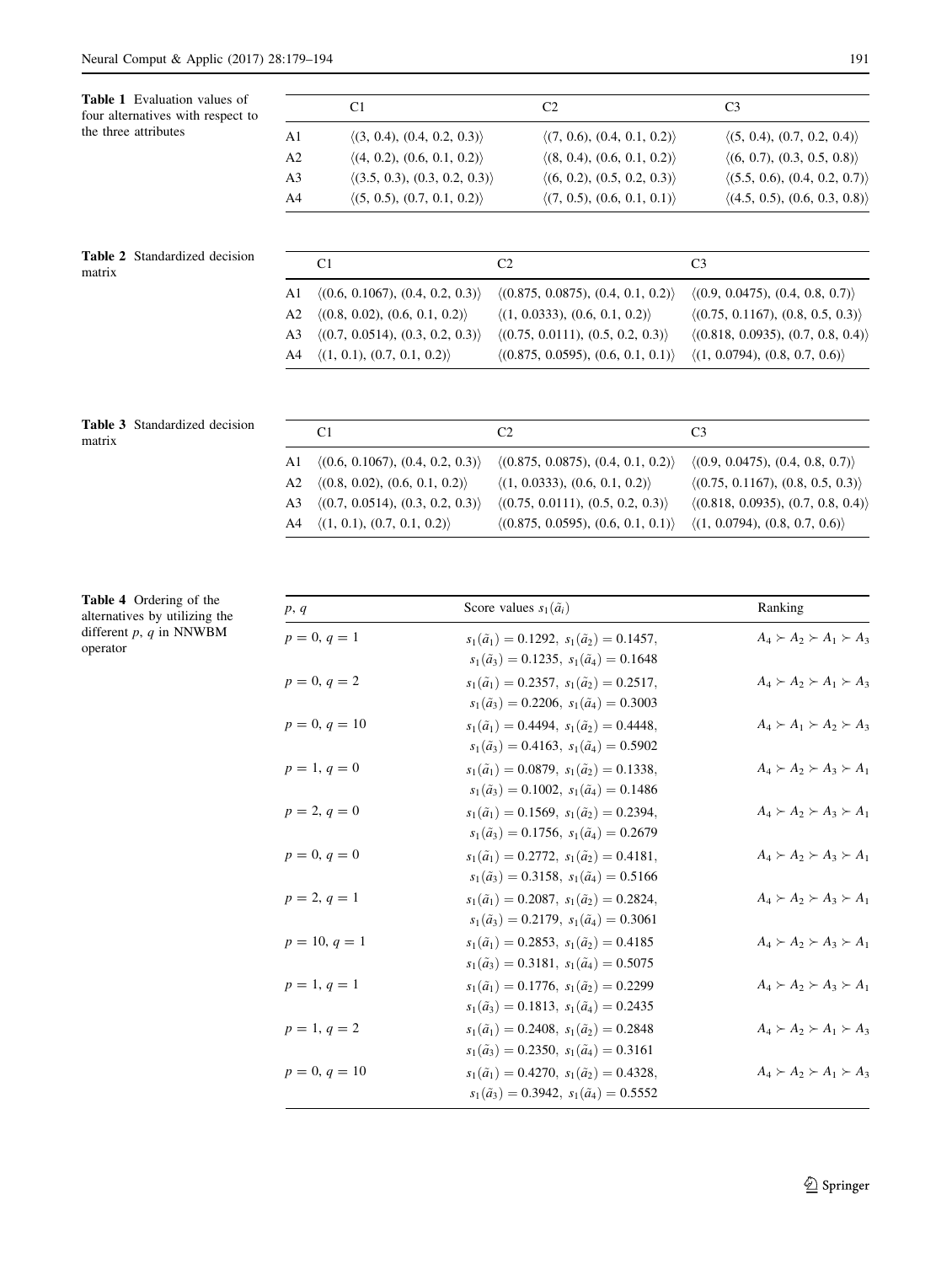**Table 1** Evaluation values of four alternatives with respect to the three attributes

| | C1 | C2 | C3 |
|---|---|---|---|
| A1 | ⟨(3, 0.4), (0.4, 0.2, 0.3)⟩ | ⟨(7, 0.6), (0.4, 0.1, 0.2)⟩ | ⟨(5, 0.4), (0.7, 0.2, 0.4)⟩ |
| A2 | ⟨(4, 0.2), (0.6, 0.1, 0.2)⟩ | ⟨(8, 0.4), (0.6, 0.1, 0.2)⟩ | ⟨(6, 0.7), (0.3, 0.5, 0.8)⟩ |
| A3 | ⟨(3.5, 0.3), (0.3, 0.2, 0.3)⟩ | ⟨(6, 0.2), (0.5, 0.2, 0.3)⟩ | ⟨(5.5, 0.6), (0.4, 0.2, 0.7)⟩ |
| A4 | ⟨(5, 0.5), (0.7, 0.1, 0.2)⟩ | ⟨(7, 0.5), (0.6, 0.1, 0.1)⟩ | ⟨(4.5, 0.5), (0.6, 0.3, 0.8)⟩ |

**Table 2** Standardized decision matrix

| | C1 | C2 | C3 |
|---|---|---|---|
| A1 | ⟨(0.6, 0.1067), (0.4, 0.2, 0.3)⟩ | ⟨(0.875, 0.0875), (0.4, 0.1, 0.2)⟩ | ⟨(0.9, 0.0475), (0.4, 0.8, 0.7)⟩ |
| A2 | ⟨(0.8, 0.02), (0.6, 0.1, 0.2)⟩ | ⟨(1, 0.0333), (0.6, 0.1, 0.2)⟩ | ⟨(0.75, 0.1167), (0.8, 0.5, 0.3)⟩ |
| A3 | ⟨(0.7, 0.0514), (0.3, 0.2, 0.3)⟩ | ⟨(0.75, 0.0111), (0.5, 0.2, 0.3)⟩ | ⟨(0.818, 0.0935), (0.7, 0.8, 0.4)⟩ |
| A4 | ⟨(1, 0.1), (0.7, 0.1, 0.2)⟩ | ⟨(0.875, 0.0595), (0.6, 0.1, 0.1)⟩ | ⟨(1, 0.0794), (0.8, 0.7, 0.6)⟩ |

**Table 3** Standardized decision matrix

| | C1 | C2 | C3 |
|---|---|---|---|
| A1 | ⟨(0.6, 0.1067), (0.4, 0.2, 0.3)⟩ | ⟨(0.875, 0.0875), (0.4, 0.1, 0.2)⟩ | ⟨(0.9, 0.0475), (0.4, 0.8, 0.7)⟩ |
| A2 | ⟨(0.8, 0.02), (0.6, 0.1, 0.2)⟩ | ⟨(1, 0.0333), (0.6, 0.1, 0.2)⟩ | ⟨(0.75, 0.1167), (0.8, 0.5, 0.3)⟩ |
| A3 | ⟨(0.7, 0.0514), (0.3, 0.2, 0.3)⟩ | ⟨(0.75, 0.0111), (0.5, 0.2, 0.3)⟩ | ⟨(0.818, 0.0935), (0.7, 0.8, 0.4)⟩ |
| A4 | ⟨(1, 0.1), (0.7, 0.1, 0.2)⟩ | ⟨(0.875, 0.0595), (0.6, 0.1, 0.1)⟩ | ⟨(1, 0.0794), (0.8, 0.7, 0.6)⟩ |

**Table 4** Ordering of the alternatives by utilizing the different $p$, $q$ in NNWBM operator

| $p$, $q$ | Score values $s_1(\tilde{a}_i)$ | Ranking |
|---|---|---|
| $p = 0, q = 1$ | $s_1(\tilde{a}_1) = 0.1292,\ s_1(\tilde{a}_2) = 0.1457,$ $s_1(\tilde{a}_3) = 0.1235,\ s_1(\tilde{a}_4) = 0.1648$ | $A_4 \succ A_2 \succ A_1 \succ A_3$ |
| $p = 0, q = 2$ | $s_1(\tilde{a}_1) = 0.2357,\ s_1(\tilde{a}_2) = 0.2517,$ $s_1(\tilde{a}_3) = 0.2206,\ s_1(\tilde{a}_4) = 0.3003$ | $A_4 \succ A_2 \succ A_1 \succ A_3$ |
| $p = 0, q = 10$ | $s_1(\tilde{a}_1) = 0.4494,\ s_1(\tilde{a}_2) = 0.4448,$ $s_1(\tilde{a}_3) = 0.4163,\ s_1(\tilde{a}_4) = 0.5902$ | $A_4 \succ A_1 \succ A_2 \succ A_3$ |
| $p = 1, q = 0$ | $s_1(\tilde{a}_1) = 0.0879,\ s_1(\tilde{a}_2) = 0.1338,$ $s_1(\tilde{a}_3) = 0.1002,\ s_1(\tilde{a}_4) = 0.1486$ | $A_4 \succ A_2 \succ A_3 \succ A_1$ |
| $p = 2, q = 0$ | $s_1(\tilde{a}_1) = 0.1569,\ s_1(\tilde{a}_2) = 0.2394,$ $s_1(\tilde{a}_3) = 0.1756,\ s_1(\tilde{a}_4) = 0.2679$ | $A_4 \succ A_2 \succ A_3 \succ A_1$ |
| $p = 0, q = 0$ | $s_1(\tilde{a}_1) = 0.2772,\ s_1(\tilde{a}_2) = 0.4181,$ $s_1(\tilde{a}_3) = 0.3158,\ s_1(\tilde{a}_4) = 0.5166$ | $A_4 \succ A_2 \succ A_3 \succ A_1$ |
| $p = 2, q = 1$ | $s_1(\tilde{a}_1) = 0.2087,\ s_1(\tilde{a}_2) = 0.2824,$ $s_1(\tilde{a}_3) = 0.2179,\ s_1(\tilde{a}_4) = 0.3061$ | $A_4 \succ A_2 \succ A_3 \succ A_1$ |
| $p = 10, q = 1$ | $s_1(\tilde{a}_1) = 0.2853,\ s_1(\tilde{a}_2) = 0.4185$ $s_1(\tilde{a}_3) = 0.3181,\ s_1(\tilde{a}_4) = 0.5075$ | $A_4 \succ A_2 \succ A_3 \succ A_1$ |
| $p = 1, q = 1$ | $s_1(\tilde{a}_1) = 0.1776,\ s_1(\tilde{a}_2) = 0.2299$ $s_1(\tilde{a}_3) = 0.1813,\ s_1(\tilde{a}_4) = 0.2435$ | $A_4 \succ A_2 \succ A_3 \succ A_1$ |
| $p = 1, q = 2$ | $s_1(\tilde{a}_1) = 0.2408,\ s_1(\tilde{a}_2) = 0.2848$ $s_1(\tilde{a}_3) = 0.2350,\ s_1(\tilde{a}_4) = 0.3161$ | $A_4 \succ A_2 \succ A_1 \succ A_3$ |
| $p = 0, q = 10$ | $s_1(\tilde{a}_1) = 0.4270,\ s_1(\tilde{a}_2) = 0.4328,$ $s_1(\tilde{a}_3) = 0.3942,\ s_1(\tilde{a}_4) = 0.5552$ | $A_4 \succ A_2 \succ A_1 \succ A_3$ |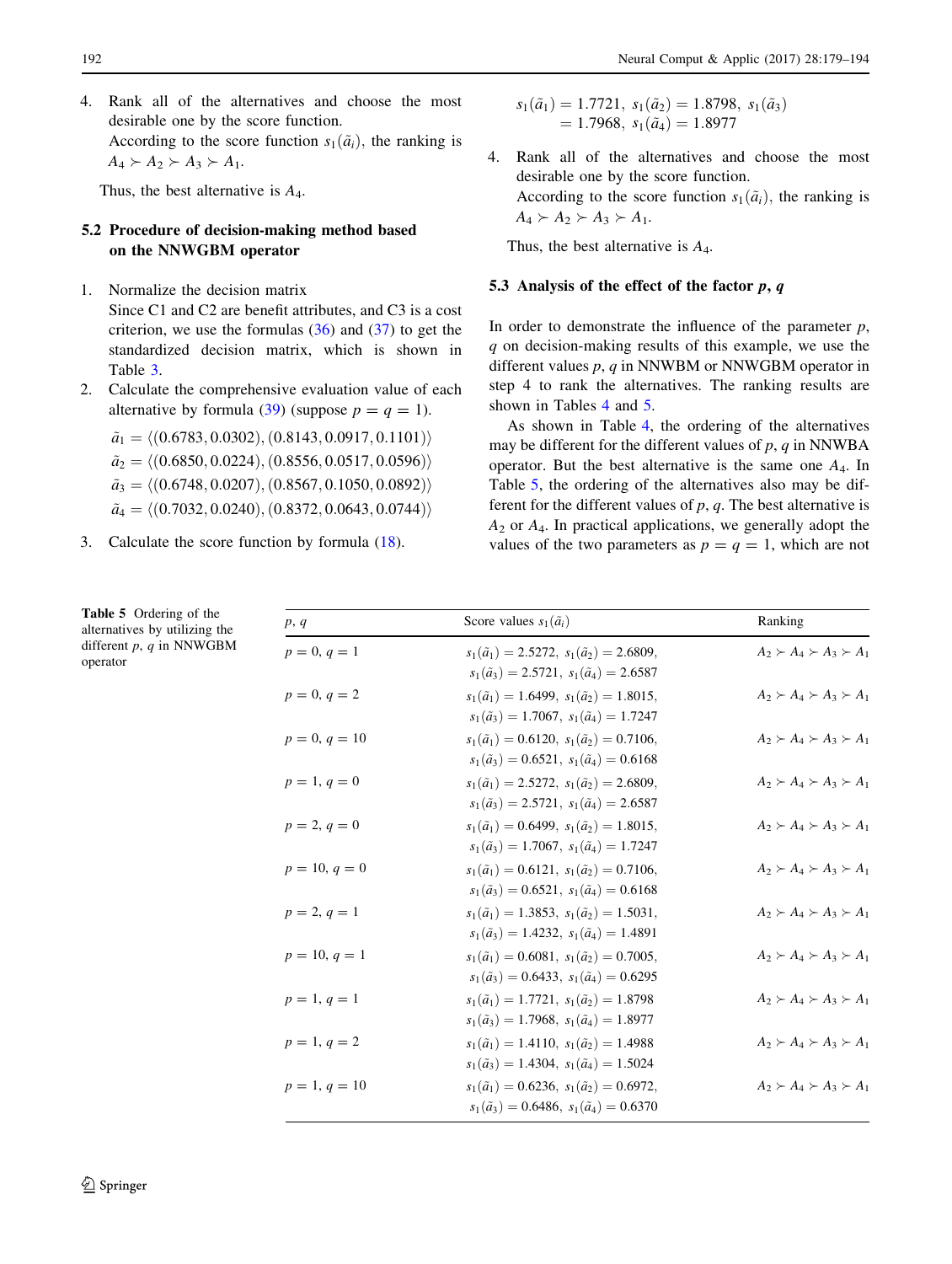4. Rank all of the alternatives and choose the most desirable one by the score function.
   According to the score function $s_1(\tilde{a}_i)$, the ranking is $A_4 \succ A_2 \succ A_3 \succ A_1$.

Thus, the best alternative is $A_4$.

### 5.2 Procedure of decision-making method based on the NNWGBM operator

1. Normalize the decision matrix
   Since C1 and C2 are benefit attributes, and C3 is a cost criterion, we use the formulas (36) and (37) to get the standardized decision matrix, which is shown in Table 3.
2. Calculate the comprehensive evaluation value of each alternative by formula (39) (suppose $p = q = 1$).

$$\tilde{a}_1 = \langle (0.6783, 0.0302), (0.8143, 0.0917, 0.1101) \rangle$$
$$\tilde{a}_2 = \langle (0.6850, 0.0224), (0.8556, 0.0517, 0.0596) \rangle$$
$$\tilde{a}_3 = \langle (0.6748, 0.0207), (0.8567, 0.1050, 0.0892) \rangle$$
$$\tilde{a}_4 = \langle (0.7032, 0.0240), (0.8372, 0.0643, 0.0744) \rangle$$

3. Calculate the score function by formula (18).

$$s_1(\tilde{a}_1) = 1.7721,\ s_1(\tilde{a}_2) = 1.8798,\ s_1(\tilde{a}_3) = 1.7968,\ s_1(\tilde{a}_4) = 1.8977$$

4. Rank all of the alternatives and choose the most desirable one by the score function.
   According to the score function $s_1(\tilde{a}_i)$, the ranking is $A_4 \succ A_2 \succ A_3 \succ A_1$.

Thus, the best alternative is $A_4$.

### 5.3 Analysis of the effect of the factor *p*, *q*

In order to demonstrate the influence of the parameter $p$, $q$ on decision-making results of this example, we use the different values $p$, $q$ in NNWBM or NNWGBM operator in step 4 to rank the alternatives. The ranking results are shown in Tables 4 and 5.

As shown in Table 4, the ordering of the alternatives may be different for the different values of $p$, $q$ in NNWBA operator. But the best alternative is the same one $A_4$. In Table 5, the ordering of the alternatives also may be different for the different values of $p$, $q$. The best alternative is $A_2$ or $A_4$. In practical applications, we generally adopt the values of the two parameters as $p = q = 1$, which are not

**Table 5** Ordering of the alternatives by utilizing the different $p$, $q$ in NNWGBM operator

| $p$, $q$ | Score values $s_1(\tilde{a}_i)$ | Ranking |
|---|---|---|
| $p = 0,\ q = 1$ | $s_1(\tilde{a}_1) = 2.5272,\ s_1(\tilde{a}_2) = 2.6809,\ s_1(\tilde{a}_3) = 2.5721,\ s_1(\tilde{a}_4) = 2.6587$ | $A_2 \succ A_4 \succ A_3 \succ A_1$ |
| $p = 0,\ q = 2$ | $s_1(\tilde{a}_1) = 1.6499,\ s_1(\tilde{a}_2) = 1.8015,\ s_1(\tilde{a}_3) = 1.7067,\ s_1(\tilde{a}_4) = 1.7247$ | $A_2 \succ A_4 \succ A_3 \succ A_1$ |
| $p = 0,\ q = 10$ | $s_1(\tilde{a}_1) = 0.6120,\ s_1(\tilde{a}_2) = 0.7106,\ s_1(\tilde{a}_3) = 0.6521,\ s_1(\tilde{a}_4) = 0.6168$ | $A_2 \succ A_4 \succ A_3 \succ A_1$ |
| $p = 1,\ q = 0$ | $s_1(\tilde{a}_1) = 2.5272,\ s_1(\tilde{a}_2) = 2.6809,\ s_1(\tilde{a}_3) = 2.5721,\ s_1(\tilde{a}_4) = 2.6587$ | $A_2 \succ A_4 \succ A_3 \succ A_1$ |
| $p = 2,\ q = 0$ | $s_1(\tilde{a}_1) = 0.6499,\ s_1(\tilde{a}_2) = 1.8015,\ s_1(\tilde{a}_3) = 1.7067,\ s_1(\tilde{a}_4) = 1.7247$ | $A_2 \succ A_4 \succ A_3 \succ A_1$ |
| $p = 10,\ q = 0$ | $s_1(\tilde{a}_1) = 0.6121,\ s_1(\tilde{a}_2) = 0.7106,\ s_1(\tilde{a}_3) = 0.6521,\ s_1(\tilde{a}_4) = 0.6168$ | $A_2 \succ A_4 \succ A_3 \succ A_1$ |
| $p = 2,\ q = 1$ | $s_1(\tilde{a}_1) = 1.3853,\ s_1(\tilde{a}_2) = 1.5031,\ s_1(\tilde{a}_3) = 1.4232,\ s_1(\tilde{a}_4) = 1.4891$ | $A_2 \succ A_4 \succ A_3 \succ A_1$ |
| $p = 10,\ q = 1$ | $s_1(\tilde{a}_1) = 0.6081,\ s_1(\tilde{a}_2) = 0.7005,\ s_1(\tilde{a}_3) = 0.6433,\ s_1(\tilde{a}_4) = 0.6295$ | $A_2 \succ A_4 \succ A_3 \succ A_1$ |
| $p = 1,\ q = 1$ | $s_1(\tilde{a}_1) = 1.7721,\ s_1(\tilde{a}_2) = 1.8798\ s_1(\tilde{a}_3) = 1.7968,\ s_1(\tilde{a}_4) = 1.8977$ | $A_2 \succ A_4 \succ A_3 \succ A_1$ |
| $p = 1,\ q = 2$ | $s_1(\tilde{a}_1) = 1.4110,\ s_1(\tilde{a}_2) = 1.4988\ s_1(\tilde{a}_3) = 1.4304,\ s_1(\tilde{a}_4) = 1.5024$ | $A_2 \succ A_4 \succ A_3 \succ A_1$ |
| $p = 1,\ q = 10$ | $s_1(\tilde{a}_1) = 0.6236,\ s_1(\tilde{a}_2) = 0.6972,\ s_1(\tilde{a}_3) = 0.6486,\ s_1(\tilde{a}_4) = 0.6370$ | $A_2 \succ A_4 \succ A_3 \succ A_1$ |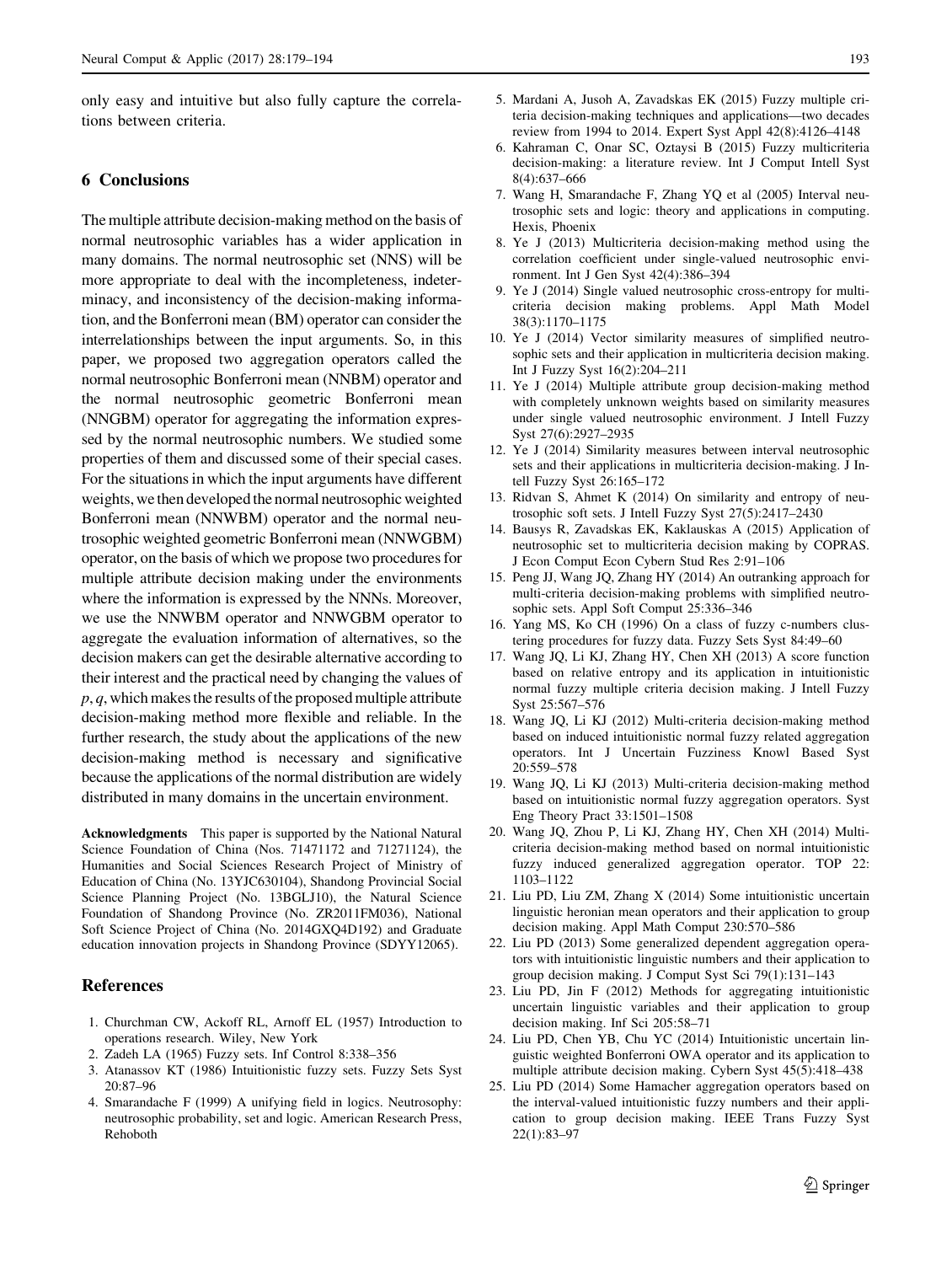only easy and intuitive but also fully capture the correlations between criteria.

## 6 Conclusions

The multiple attribute decision-making method on the basis of normal neutrosophic variables has a wider application in many domains. The normal neutrosophic set (NNS) will be more appropriate to deal with the incompleteness, indeterminacy, and inconsistency of the decision-making information, and the Bonferroni mean (BM) operator can consider the interrelationships between the input arguments. So, in this paper, we proposed two aggregation operators called the normal neutrosophic Bonferroni mean (NNBM) operator and the normal neutrosophic geometric Bonferroni mean (NNGBM) operator for aggregating the information expressed by the normal neutrosophic numbers. We studied some properties of them and discussed some of their special cases. For the situations in which the input arguments have different weights, we then developed the normal neutrosophic weighted Bonferroni mean (NNWBM) operator and the normal neutrosophic weighted geometric Bonferroni mean (NNWGBM) operator, on the basis of which we propose two procedures for multiple attribute decision making under the environments where the information is expressed by the NNNs. Moreover, we use the NNWBM operator and NNWGBM operator to aggregate the evaluation information of alternatives, so the decision makers can get the desirable alternative according to their interest and the practical need by changing the values of $p, q$, which makes the results of the proposed multiple attribute decision-making method more flexible and reliable. In the further research, the study about the applications of the new decision-making method is necessary and significative because the applications of the normal distribution are widely distributed in many domains in the uncertain environment.

**Acknowledgments** This paper is supported by the National Natural Science Foundation of China (Nos. 71471172 and 71271124), the Humanities and Social Sciences Research Project of Ministry of Education of China (No. 13YJC630104), Shandong Provincial Social Science Planning Project (No. 13BGLJ10), the Natural Science Foundation of Shandong Province (No. ZR2011FM036), National Soft Science Project of China (No. 2014GXQ4D192) and Graduate education innovation projects in Shandong Province (SDYY12065).

## References

1. Churchman CW, Ackoff RL, Arnoff EL (1957) Introduction to operations research. Wiley, New York
2. Zadeh LA (1965) Fuzzy sets. Inf Control 8:338–356
3. Atanassov KT (1986) Intuitionistic fuzzy sets. Fuzzy Sets Syst 20:87–96
4. Smarandache F (1999) A unifying field in logics. Neutrosophy: neutrosophic probability, set and logic. American Research Press, Rehoboth
5. Mardani A, Jusoh A, Zavadskas EK (2015) Fuzzy multiple criteria decision-making techniques and applications—two decades review from 1994 to 2014. Expert Syst Appl 42(8):4126–4148
6. Kahraman C, Onar SC, Oztaysi B (2015) Fuzzy multicriteria decision-making: a literature review. Int J Comput Intell Syst 8(4):637–666
7. Wang H, Smarandache F, Zhang YQ et al (2005) Interval neutrosophic sets and logic: theory and applications in computing. Hexis, Phoenix
8. Ye J (2013) Multicriteria decision-making method using the correlation coefficient under single-valued neutrosophic environment. Int J Gen Syst 42(4):386–394
9. Ye J (2014) Single valued neutrosophic cross-entropy for multicriteria decision making problems. Appl Math Model 38(3):1170–1175
10. Ye J (2014) Vector similarity measures of simplified neutrosophic sets and their application in multicriteria decision making. Int J Fuzzy Syst 16(2):204–211
11. Ye J (2014) Multiple attribute group decision-making method with completely unknown weights based on similarity measures under single valued neutrosophic environment. J Intell Fuzzy Syst 27(6):2927–2935
12. Ye J (2014) Similarity measures between interval neutrosophic sets and their applications in multicriteria decision-making. J Intell Fuzzy Syst 26:165–172
13. Ridvan S, Ahmet K (2014) On similarity and entropy of neutrosophic soft sets. J Intell Fuzzy Syst 27(5):2417–2430
14. Bausys R, Zavadskas EK, Kaklauskas A (2015) Application of neutrosophic set to multicriteria decision making by COPRAS. J Econ Comput Econ Cybern Stud Res 2:91–106
15. Peng JJ, Wang JQ, Zhang HY (2014) An outranking approach for multi-criteria decision-making problems with simplified neutrosophic sets. Appl Soft Comput 25:336–346
16. Yang MS, Ko CH (1996) On a class of fuzzy c-numbers clustering procedures for fuzzy data. Fuzzy Sets Syst 84:49–60
17. Wang JQ, Li KJ, Zhang HY, Chen XH (2013) A score function based on relative entropy and its application in intuitionistic normal fuzzy multiple criteria decision making. J Intell Fuzzy Syst 25:567–576
18. Wang JQ, Li KJ (2012) Multi-criteria decision-making method based on induced intuitionistic normal fuzzy related aggregation operators. Int J Uncertain Fuzziness Knowl Based Syst 20:559–578
19. Wang JQ, Li KJ (2013) Multi-criteria decision-making method based on intuitionistic normal fuzzy aggregation operators. Syst Eng Theory Pract 33:1501–1508
20. Wang JQ, Zhou P, Li KJ, Zhang HY, Chen XH (2014) Multi-criteria decision-making method based on normal intuitionistic fuzzy induced generalized aggregation operator. TOP 22: 1103–1122
21. Liu PD, Liu ZM, Zhang X (2014) Some intuitionistic uncertain linguistic heronian mean operators and their application to group decision making. Appl Math Comput 230:570–586
22. Liu PD (2013) Some generalized dependent aggregation operators with intuitionistic linguistic numbers and their application to group decision making. J Comput Syst Sci 79(1):131–143
23. Liu PD, Jin F (2012) Methods for aggregating intuitionistic uncertain linguistic variables and their application to group decision making. Inf Sci 205:58–71
24. Liu PD, Chen YB, Chu YC (2014) Intuitionistic uncertain linguistic weighted Bonferroni OWA operator and its application to multiple attribute decision making. Cybern Syst 45(5):418–438
25. Liu PD (2014) Some Hamacher aggregation operators based on the interval-valued intuitionistic fuzzy numbers and their application to group decision making. IEEE Trans Fuzzy Syst 22(1):83–97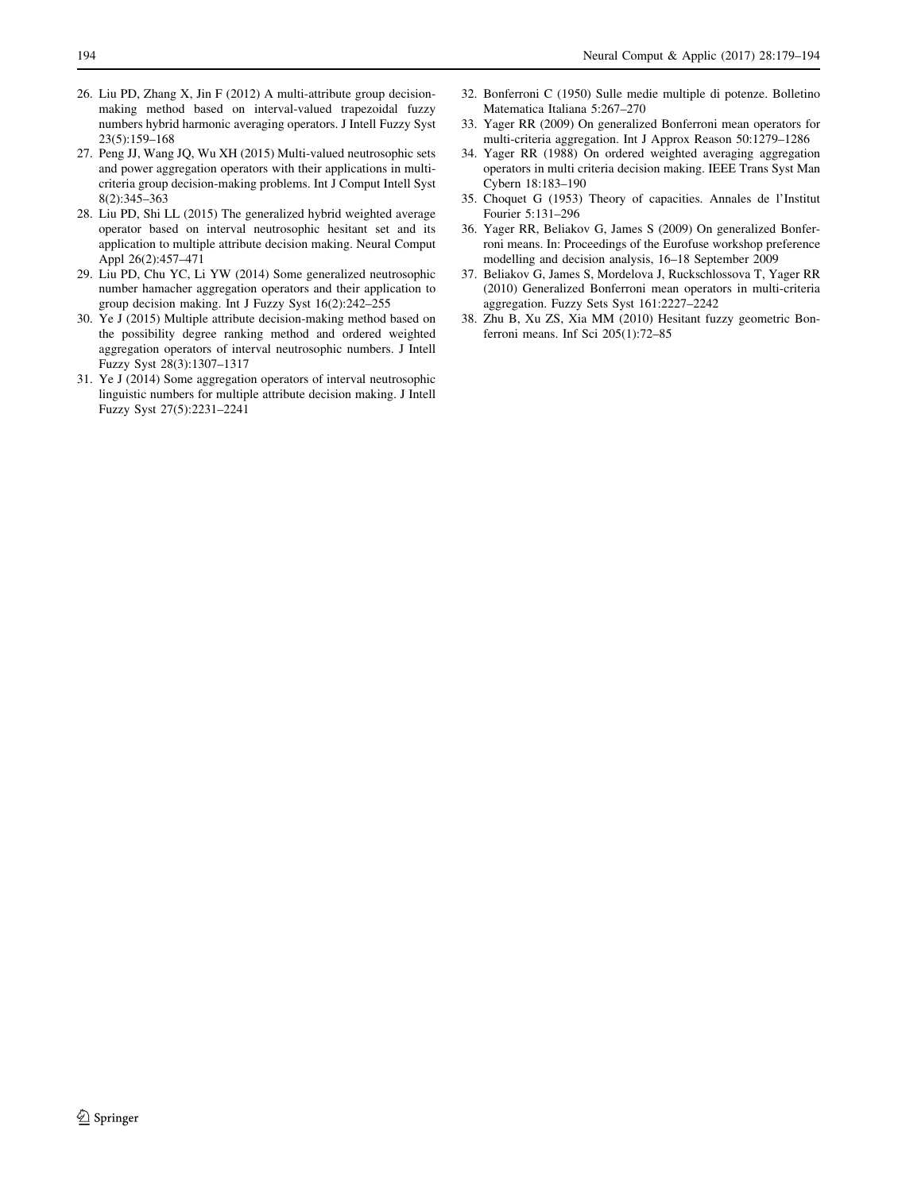26. Liu PD, Zhang X, Jin F (2012) A multi-attribute group decision-making method based on interval-valued trapezoidal fuzzy numbers hybrid harmonic averaging operators. J Intell Fuzzy Syst 23(5):159–168
27. Peng JJ, Wang JQ, Wu XH (2015) Multi-valued neutrosophic sets and power aggregation operators with their applications in multi-criteria group decision-making problems. Int J Comput Intell Syst 8(2):345–363
28. Liu PD, Shi LL (2015) The generalized hybrid weighted average operator based on interval neutrosophic hesitant set and its application to multiple attribute decision making. Neural Comput Appl 26(2):457–471
29. Liu PD, Chu YC, Li YW (2014) Some generalized neutrosophic number hamacher aggregation operators and their application to group decision making. Int J Fuzzy Syst 16(2):242–255
30. Ye J (2015) Multiple attribute decision-making method based on the possibility degree ranking method and ordered weighted aggregation operators of interval neutrosophic numbers. J Intell Fuzzy Syst 28(3):1307–1317
31. Ye J (2014) Some aggregation operators of interval neutrosophic linguistic numbers for multiple attribute decision making. J Intell Fuzzy Syst 27(5):2231–2241
32. Bonferroni C (1950) Sulle medie multiple di potenze. Bolletino Matematica Italiana 5:267–270
33. Yager RR (2009) On generalized Bonferroni mean operators for multi-criteria aggregation. Int J Approx Reason 50:1279–1286
34. Yager RR (1988) On ordered weighted averaging aggregation operators in multi criteria decision making. IEEE Trans Syst Man Cybern 18:183–190
35. Choquet G (1953) Theory of capacities. Annales de l'Institut Fourier 5:131–296
36. Yager RR, Beliakov G, James S (2009) On generalized Bonferroni means. In: Proceedings of the Eurofuse workshop preference modelling and decision analysis, 16–18 September 2009
37. Beliakov G, James S, Mordelova J, Ruckschlossova T, Yager RR (2010) Generalized Bonferroni mean operators in multi-criteria aggregation. Fuzzy Sets Syst 161:2227–2242
38. Zhu B, Xu ZS, Xia MM (2010) Hesitant fuzzy geometric Bonferroni means. Inf Sci 205(1):72–85